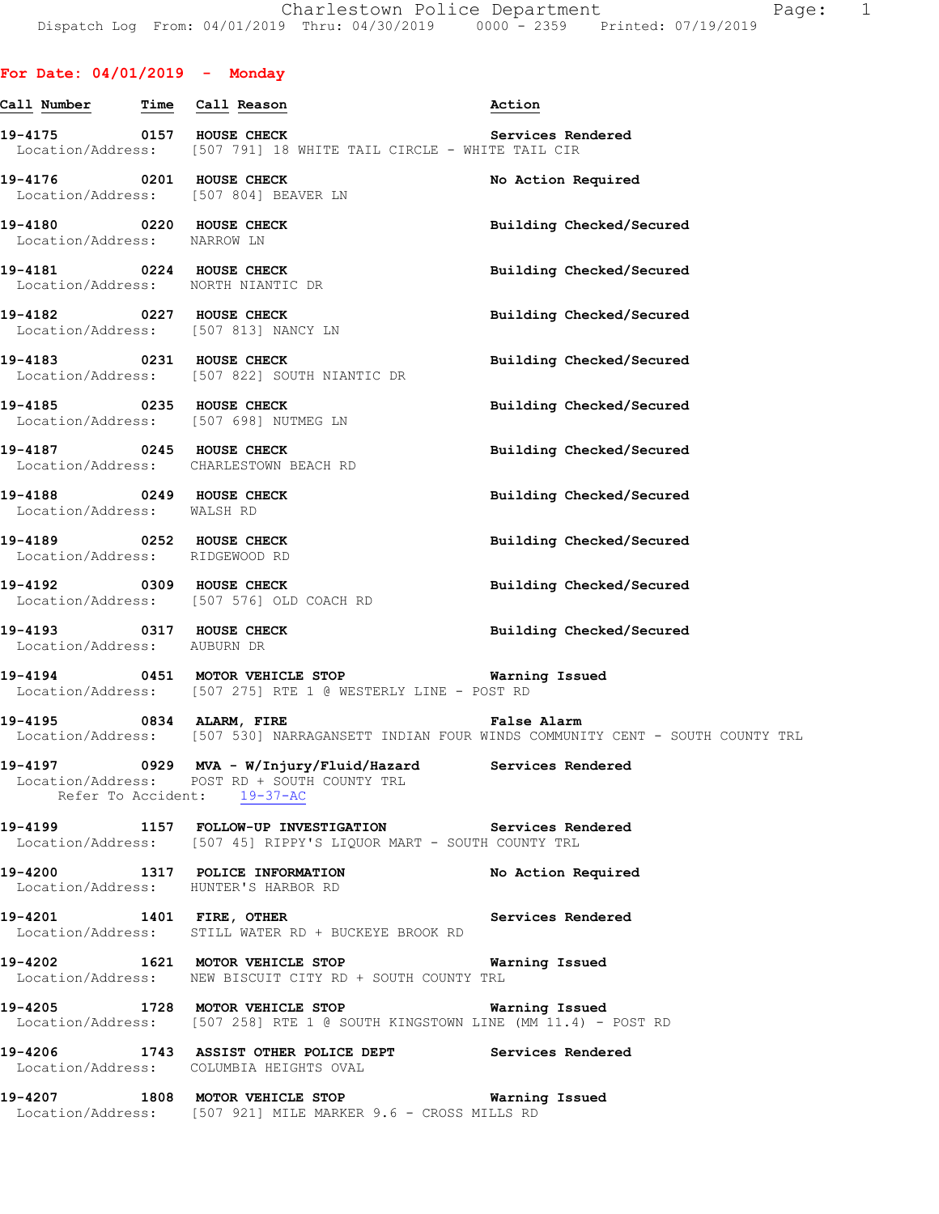Charlestown Police Department
Dispatch Log From: 04/01/2019 Thru: 04/30/2019 0000 - 2359 Printed: 07/19/2019

## For Date: 04/01/2019 - Monday

| Call Number | Time | Call Reason | Action |
|---|---|---|---|
| 19-4175 | 0157 | HOUSE CHECK | Services Rendered |
| Location/Address: [507 791] 18 WHITE TAIL CIRCLE - WHITE TAIL CIR | | | |
| 19-4176 | 0201 | HOUSE CHECK | No Action Required |
| Location/Address: [507 804] BEAVER LN | | | |
| 19-4180 | 0220 | HOUSE CHECK | Building Checked/Secured |
| Location/Address: NARROW LN | | | |
| 19-4181 | 0224 | HOUSE CHECK | Building Checked/Secured |
| Location/Address: NORTH NIANTIC DR | | | |
| 19-4182 | 0227 | HOUSE CHECK | Building Checked/Secured |
| Location/Address: [507 813] NANCY LN | | | |
| 19-4183 | 0231 | HOUSE CHECK | Building Checked/Secured |
| Location/Address: [507 822] SOUTH NIANTIC DR | | | |
| 19-4185 | 0235 | HOUSE CHECK | Building Checked/Secured |
| Location/Address: [507 698] NUTMEG LN | | | |
| 19-4187 | 0245 | HOUSE CHECK | Building Checked/Secured |
| Location/Address: CHARLESTOWN BEACH RD | | | |
| 19-4188 | 0249 | HOUSE CHECK | Building Checked/Secured |
| Location/Address: WALSH RD | | | |
| 19-4189 | 0252 | HOUSE CHECK | Building Checked/Secured |
| Location/Address: RIDGEWOOD RD | | | |
| 19-4192 | 0309 | HOUSE CHECK | Building Checked/Secured |
| Location/Address: [507 576] OLD COACH RD | | | |
| 19-4193 | 0317 | HOUSE CHECK | Building Checked/Secured |
| Location/Address: AUBURN DR | | | |
| 19-4194 | 0451 | MOTOR VEHICLE STOP | Warning Issued |
| Location/Address: [507 275] RTE 1 @ WESTERLY LINE - POST RD | | | |
| 19-4195 | 0834 | ALARM, FIRE | False Alarm |
| Location/Address: [507 530] NARRAGANSETT INDIAN FOUR WINDS COMMUNITY CENT - SOUTH COUNTY TRL | | | |
| 19-4197 | 0929 | MVA - W/Injury/Fluid/Hazard | Services Rendered |
| Location/Address: POST RD + SOUTH COUNTY TRL; Refer To Accident: 19-37-AC | | | |
| 19-4199 | 1157 | FOLLOW-UP INVESTIGATION | Services Rendered |
| Location/Address: [507 45] RIPPY'S LIQUOR MART - SOUTH COUNTY TRL | | | |
| 19-4200 | 1317 | POLICE INFORMATION | No Action Required |
| Location/Address: HUNTER'S HARBOR RD | | | |
| 19-4201 | 1401 | FIRE, OTHER | Services Rendered |
| Location/Address: STILL WATER RD + BUCKEYE BROOK RD | | | |
| 19-4202 | 1621 | MOTOR VEHICLE STOP | Warning Issued |
| Location/Address: NEW BISCUIT CITY RD + SOUTH COUNTY TRL | | | |
| 19-4205 | 1728 | MOTOR VEHICLE STOP | Warning Issued |
| Location/Address: [507 258] RTE 1 @ SOUTH KINGSTOWN LINE (MM 11.4) - POST RD | | | |
| 19-4206 | 1743 | ASSIST OTHER POLICE DEPT | Services Rendered |
| Location/Address: COLUMBIA HEIGHTS OVAL | | | |
| 19-4207 | 1808 | MOTOR VEHICLE STOP | Warning Issued |
| Location/Address: [507 921] MILE MARKER 9.6 - CROSS MILLS RD | | | |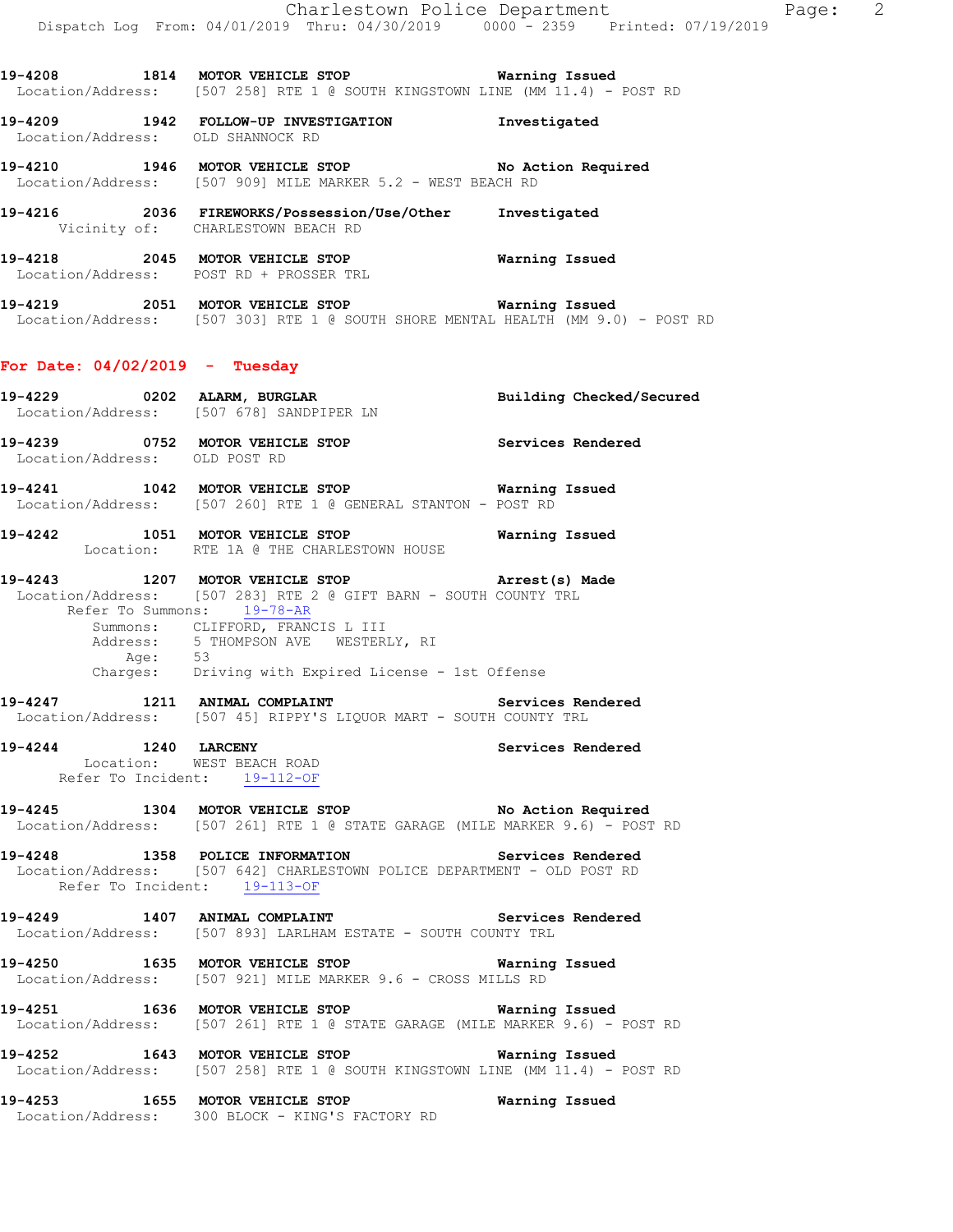19-4208 1814 **MOTOR VEHICLE STOP** Warning Issued
Location/Address: [507 258] RTE 1 @ SOUTH KINGSTOWN LINE (MM 11.4) - POST RD

19-4209 1942 **FOLLOW-UP INVESTIGATION** Investigated
Location/Address: OLD SHANNOCK RD

19-4210 1946 **MOTOR VEHICLE STOP** No Action Required
Location/Address: [507 909] MILE MARKER 5.2 - WEST BEACH RD

19-4216 2036 **FIREWORKS/Possession/Use/Other** Investigated
Vicinity of: CHARLESTOWN BEACH RD

19-4218 2045 **MOTOR VEHICLE STOP** Warning Issued
Location/Address: POST RD + PROSSER TRL

19-4219 2051 **MOTOR VEHICLE STOP** Warning Issued
Location/Address: [507 303] RTE 1 @ SOUTH SHORE MENTAL HEALTH (MM 9.0) - POST RD

## For Date: 04/02/2019 - Tuesday

19-4229 0202 **ALARM, BURGLAR** Building Checked/Secured
Location/Address: [507 678] SANDPIPER LN

19-4239 0752 **MOTOR VEHICLE STOP** Services Rendered
Location/Address: OLD POST RD

19-4241 1042 **MOTOR VEHICLE STOP** Warning Issued
Location/Address: [507 260] RTE 1 @ GENERAL STANTON - POST RD

19-4242 1051 **MOTOR VEHICLE STOP** Warning Issued
Location: RTE 1A @ THE CHARLESTOWN HOUSE

19-4243 1207 **MOTOR VEHICLE STOP** Arrest(s) Made
Location/Address: [507 283] RTE 2 @ GIFT BARN - SOUTH COUNTY TRL
Refer To Summons: 19-78-AR
Summons: CLIFFORD, FRANCIS L III
Address: 5 THOMPSON AVE WESTERLY, RI
Age: 53
Charges: Driving with Expired License - 1st Offense

19-4247 1211 **ANIMAL COMPLAINT** Services Rendered
Location/Address: [507 45] RIPPY'S LIQUOR MART - SOUTH COUNTY TRL

19-4244 1240 **LARCENY** Services Rendered
Location: WEST BEACH ROAD
Refer To Incident: 19-112-OF

19-4245 1304 **MOTOR VEHICLE STOP** No Action Required
Location/Address: [507 261] RTE 1 @ STATE GARAGE (MILE MARKER 9.6) - POST RD

19-4248 1358 **POLICE INFORMATION** Services Rendered
Location/Address: [507 642] CHARLESTOWN POLICE DEPARTMENT - OLD POST RD
Refer To Incident: 19-113-OF

19-4249 1407 **ANIMAL COMPLAINT** Services Rendered
Location/Address: [507 893] LARLHAM ESTATE - SOUTH COUNTY TRL

19-4250 1635 **MOTOR VEHICLE STOP** Warning Issued
Location/Address: [507 921] MILE MARKER 9.6 - CROSS MILLS RD

19-4251 1636 **MOTOR VEHICLE STOP** Warning Issued
Location/Address: [507 261] RTE 1 @ STATE GARAGE (MILE MARKER 9.6) - POST RD

19-4252 1643 **MOTOR VEHICLE STOP** Warning Issued
Location/Address: [507 258] RTE 1 @ SOUTH KINGSTOWN LINE (MM 11.4) - POST RD

19-4253 1655 **MOTOR VEHICLE STOP** Warning Issued
Location/Address: 300 BLOCK - KING'S FACTORY RD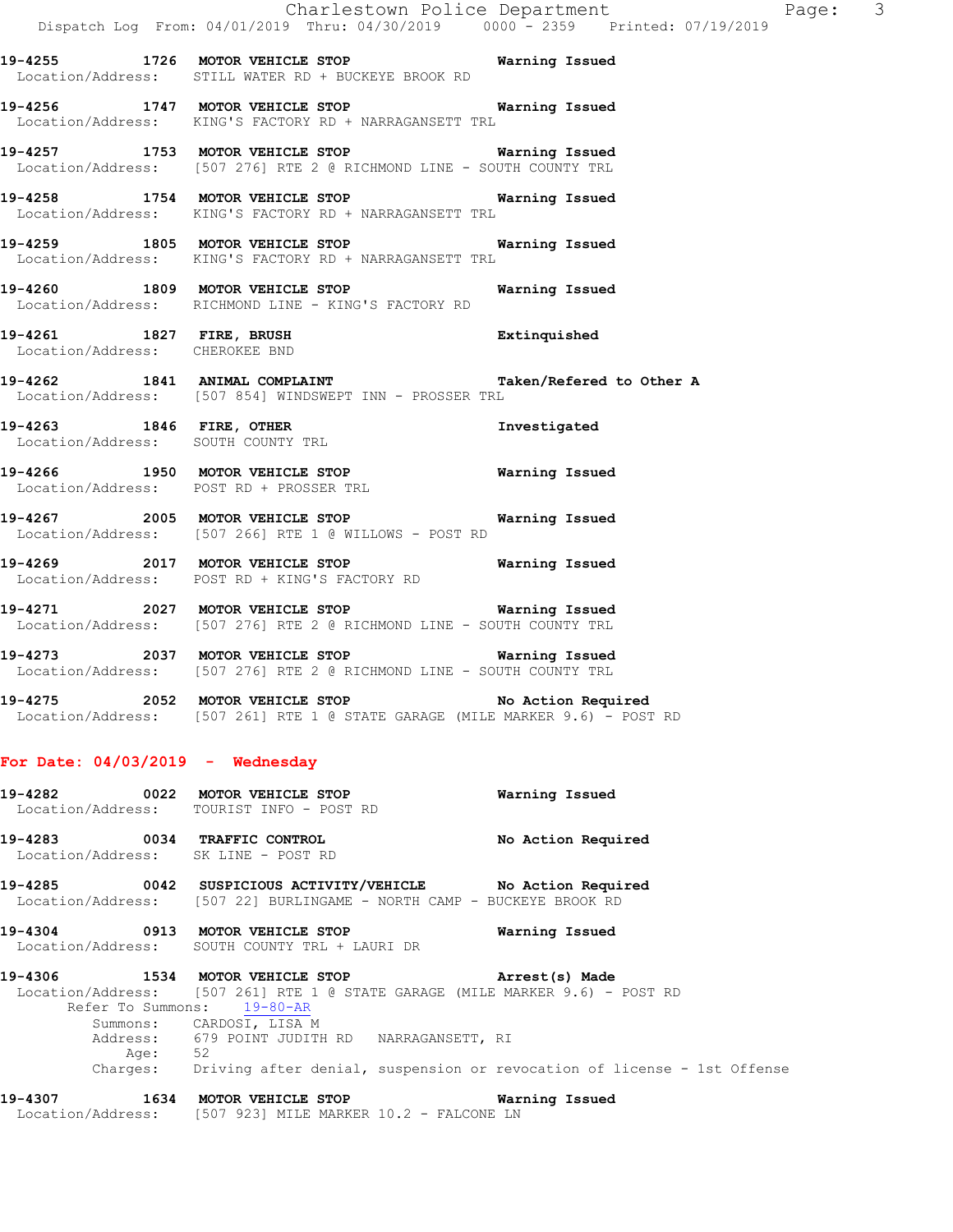**19-4255 1726 MOTOR VEHICLE STOP** Warning Issued
Location/Address: STILL WATER RD + BUCKEYE BROOK RD

**19-4256 1747 MOTOR VEHICLE STOP** Warning Issued
Location/Address: KING'S FACTORY RD + NARRAGANSETT TRL

**19-4257 1753 MOTOR VEHICLE STOP** Warning Issued
Location/Address: [507 276] RTE 2 @ RICHMOND LINE - SOUTH COUNTY TRL

**19-4258 1754 MOTOR VEHICLE STOP** Warning Issued
Location/Address: KING'S FACTORY RD + NARRAGANSETT TRL

**19-4259 1805 MOTOR VEHICLE STOP** Warning Issued
Location/Address: KING'S FACTORY RD + NARRAGANSETT TRL

**19-4260 1809 MOTOR VEHICLE STOP** Warning Issued
Location/Address: RICHMOND LINE - KING'S FACTORY RD

**19-4261 1827 FIRE, BRUSH** Extinquished
Location/Address: CHEROKEE BND

**19-4262 1841 ANIMAL COMPLAINT** Taken/Refered to Other A
Location/Address: [507 854] WINDSWEPT INN - PROSSER TRL

**19-4263 1846 FIRE, OTHER** Investigated
Location/Address: SOUTH COUNTY TRL

**19-4266 1950 MOTOR VEHICLE STOP** Warning Issued
Location/Address: POST RD + PROSSER TRL

**19-4267 2005 MOTOR VEHICLE STOP** Warning Issued
Location/Address: [507 266] RTE 1 @ WILLOWS - POST RD

**19-4269 2017 MOTOR VEHICLE STOP** Warning Issued
Location/Address: POST RD + KING'S FACTORY RD

**19-4271 2027 MOTOR VEHICLE STOP** Warning Issued
Location/Address: [507 276] RTE 2 @ RICHMOND LINE - SOUTH COUNTY TRL

**19-4273 2037 MOTOR VEHICLE STOP** Warning Issued
Location/Address: [507 276] RTE 2 @ RICHMOND LINE - SOUTH COUNTY TRL

**19-4275 2052 MOTOR VEHICLE STOP** No Action Required
Location/Address: [507 261] RTE 1 @ STATE GARAGE (MILE MARKER 9.6) - POST RD

## For Date: 04/03/2019 - Wednesday

**19-4282 0022 MOTOR VEHICLE STOP** Warning Issued
Location/Address: TOURIST INFO - POST RD

**19-4283 0034 TRAFFIC CONTROL** No Action Required
Location/Address: SK LINE - POST RD

**19-4285 0042 SUSPICIOUS ACTIVITY/VEHICLE** No Action Required
Location/Address: [507 22] BURLINGAME - NORTH CAMP - BUCKEYE BROOK RD

**19-4304 0913 MOTOR VEHICLE STOP** Warning Issued
Location/Address: SOUTH COUNTY TRL + LAURI DR

**19-4306 1534 MOTOR VEHICLE STOP** Arrest(s) Made
Location/Address: [507 261] RTE 1 @ STATE GARAGE (MILE MARKER 9.6) - POST RD
Refer To Summons: 19-80-AR
Summons: CARDOSI, LISA M
Address: 679 POINT JUDITH RD NARRAGANSETT, RI
Age: 52
Charges: Driving after denial, suspension or revocation of license - 1st Offense

**19-4307 1634 MOTOR VEHICLE STOP** Warning Issued
Location/Address: [507 923] MILE MARKER 10.2 - FALCONE LN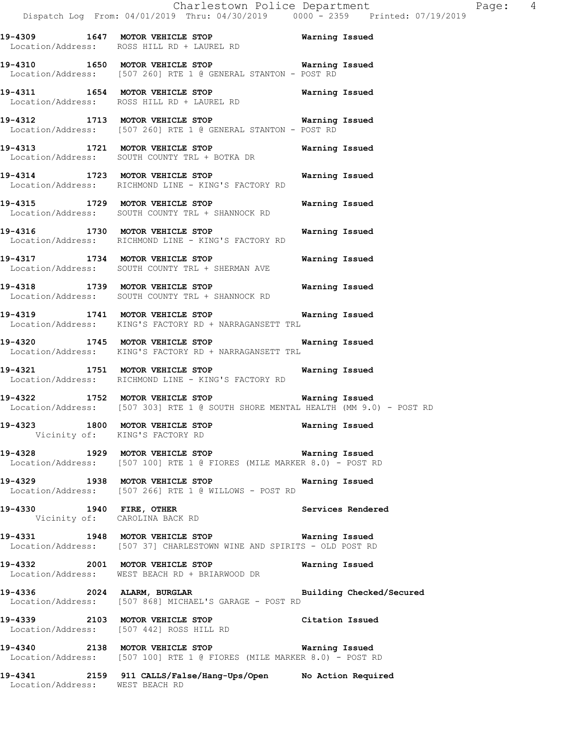**19-4309 1647 MOTOR VEHICLE STOP Warning Issued**
Location/Address: ROSS HILL RD + LAUREL RD

**19-4310 1650 MOTOR VEHICLE STOP Warning Issued**
Location/Address: [507 260] RTE 1 @ GENERAL STANTON - POST RD

**19-4311 1654 MOTOR VEHICLE STOP Warning Issued**
Location/Address: ROSS HILL RD + LAUREL RD

**19-4312 1713 MOTOR VEHICLE STOP Warning Issued**
Location/Address: [507 260] RTE 1 @ GENERAL STANTON - POST RD

**19-4313 1721 MOTOR VEHICLE STOP Warning Issued**
Location/Address: SOUTH COUNTY TRL + BOTKA DR

**19-4314 1723 MOTOR VEHICLE STOP Warning Issued**
Location/Address: RICHMOND LINE - KING'S FACTORY RD

**19-4315 1729 MOTOR VEHICLE STOP Warning Issued**
Location/Address: SOUTH COUNTY TRL + SHANNOCK RD

**19-4316 1730 MOTOR VEHICLE STOP Warning Issued**
Location/Address: RICHMOND LINE - KING'S FACTORY RD

**19-4317 1734 MOTOR VEHICLE STOP Warning Issued**
Location/Address: SOUTH COUNTY TRL + SHERMAN AVE

**19-4318 1739 MOTOR VEHICLE STOP Warning Issued**
Location/Address: SOUTH COUNTY TRL + SHANNOCK RD

**19-4319 1741 MOTOR VEHICLE STOP Warning Issued**
Location/Address: KING'S FACTORY RD + NARRAGANSETT TRL

**19-4320 1745 MOTOR VEHICLE STOP Warning Issued**
Location/Address: KING'S FACTORY RD + NARRAGANSETT TRL

**19-4321 1751 MOTOR VEHICLE STOP Warning Issued**
Location/Address: RICHMOND LINE - KING'S FACTORY RD

**19-4322 1752 MOTOR VEHICLE STOP Warning Issued**
Location/Address: [507 303] RTE 1 @ SOUTH SHORE MENTAL HEALTH (MM 9.0) - POST RD

**19-4323 1800 MOTOR VEHICLE STOP Warning Issued**
Vicinity of: KING'S FACTORY RD

**19-4328 1929 MOTOR VEHICLE STOP Warning Issued**
Location/Address: [507 100] RTE 1 @ FIORES (MILE MARKER 8.0) - POST RD

**19-4329 1938 MOTOR VEHICLE STOP Warning Issued**
Location/Address: [507 266] RTE 1 @ WILLOWS - POST RD

**19-4330 1940 FIRE, OTHER Services Rendered**
Vicinity of: CAROLINA BACK RD

**19-4331 1948 MOTOR VEHICLE STOP Warning Issued**
Location/Address: [507 37] CHARLESTOWN WINE AND SPIRITS - OLD POST RD

**19-4332 2001 MOTOR VEHICLE STOP Warning Issued**
Location/Address: WEST BEACH RD + BRIARWOOD DR

**19-4336 2024 ALARM, BURGLAR Building Checked/Secured**
Location/Address: [507 868] MICHAEL'S GARAGE - POST RD

**19-4339 2103 MOTOR VEHICLE STOP Citation Issued**
Location/Address: [507 442] ROSS HILL RD

**19-4340 2138 MOTOR VEHICLE STOP Warning Issued**
Location/Address: [507 100] RTE 1 @ FIORES (MILE MARKER 8.0) - POST RD

**19-4341 2159 911 CALLS/False/Hang-Ups/Open No Action Required**
Location/Address: WEST BEACH RD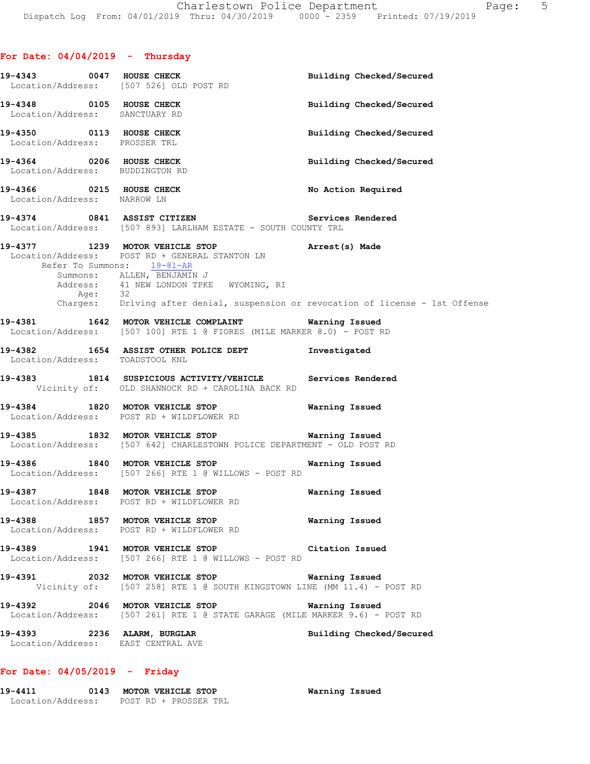## For Date: 04/04/2019 - Thursday

**19-4343** 0047 **HOUSE CHECK** — Building Checked/Secured
Location/Address: [507 526] OLD POST RD

**19-4348** 0105 **HOUSE CHECK** — Building Checked/Secured
Location/Address: SANCTUARY RD

**19-4350** 0113 **HOUSE CHECK** — Building Checked/Secured
Location/Address: PROSSER TRL

**19-4364** 0206 **HOUSE CHECK** — Building Checked/Secured
Location/Address: BUDDINGTON RD

**19-4366** 0215 **HOUSE CHECK** — No Action Required
Location/Address: NARROW LN

**19-4374** 0841 **ASSIST CITIZEN** — Services Rendered
Location/Address: [507 893] LARLHAM ESTATE - SOUTH COUNTY TRL

**19-4377** 1239 **MOTOR VEHICLE STOP** — Arrest(s) Made
Location/Address: POST RD + GENERAL STANTON LN
Refer To Summons: 19-81-AR
Summons: ALLEN, BENJAMIN J
Address: 41 NEW LONDON TPKE WYOMING, RI
Age: 32
Charges: Driving after denial, suspension or revocation of license - 1st Offense

**19-4381** 1642 **MOTOR VEHICLE COMPLAINT** — Warning Issued
Location/Address: [507 100] RTE 1 @ FIORES (MILE MARKER 8.0) - POST RD

**19-4382** 1654 **ASSIST OTHER POLICE DEPT** — Investigated
Location/Address: TOADSTOOL KNL

**19-4383** 1814 **SUSPICIOUS ACTIVITY/VEHICLE** — Services Rendered
Vicinity of: OLD SHANNOCK RD + CAROLINA BACK RD

**19-4384** 1820 **MOTOR VEHICLE STOP** — Warning Issued
Location/Address: POST RD + WILDFLOWER RD

**19-4385** 1832 **MOTOR VEHICLE STOP** — Warning Issued
Location/Address: [507 642] CHARLESTOWN POLICE DEPARTMENT - OLD POST RD

**19-4386** 1840 **MOTOR VEHICLE STOP** — Warning Issued
Location/Address: [507 266] RTE 1 @ WILLOWS - POST RD

**19-4387** 1848 **MOTOR VEHICLE STOP** — Warning Issued
Location/Address: POST RD + WILDFLOWER RD

**19-4388** 1857 **MOTOR VEHICLE STOP** — Warning Issued
Location/Address: POST RD + WILDFLOWER RD

**19-4389** 1941 **MOTOR VEHICLE STOP** — Citation Issued
Location/Address: [507 266] RTE 1 @ WILLOWS - POST RD

**19-4391** 2032 **MOTOR VEHICLE STOP** — Warning Issued
Vicinity of: [507 258] RTE 1 @ SOUTH KINGSTOWN LINE (MM 11.4) - POST RD

**19-4392** 2046 **MOTOR VEHICLE STOP** — Warning Issued
Location/Address: [507 261] RTE 1 @ STATE GARAGE (MILE MARKER 9.6) - POST RD

**19-4393** 2236 **ALARM, BURGLAR** — Building Checked/Secured
Location/Address: EAST CENTRAL AVE

## For Date: 04/05/2019 - Friday

**19-4411** 0143 **MOTOR VEHICLE STOP** — Warning Issued
Location/Address: POST RD + PROSSER TRL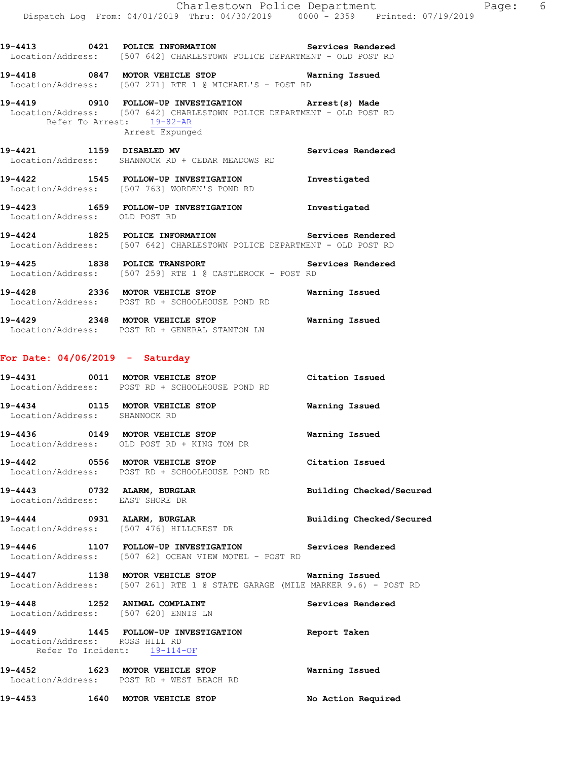19-4413 0421 **POLICE INFORMATION** Services Rendered
Location/Address: [507 642] CHARLESTOWN POLICE DEPARTMENT - OLD POST RD

19-4418 0847 **MOTOR VEHICLE STOP** Warning Issued
Location/Address: [507 271] RTE 1 @ MICHAEL'S - POST RD

19-4419 0910 **FOLLOW-UP INVESTIGATION** Arrest(s) Made
Location/Address: [507 642] CHARLESTOWN POLICE DEPARTMENT - OLD POST RD
Refer To Arrest: 19-82-AR
Arrest Expunged

19-4421 1159 **DISABLED MV** Services Rendered
Location/Address: SHANNOCK RD + CEDAR MEADOWS RD

19-4422 1545 **FOLLOW-UP INVESTIGATION** Investigated
Location/Address: [507 763] WORDEN'S POND RD

19-4423 1659 **FOLLOW-UP INVESTIGATION** Investigated
Location/Address: OLD POST RD

19-4424 1825 **POLICE INFORMATION** Services Rendered
Location/Address: [507 642] CHARLESTOWN POLICE DEPARTMENT - OLD POST RD

19-4425 1838 **POLICE TRANSPORT** Services Rendered
Location/Address: [507 259] RTE 1 @ CASTLEROCK - POST RD

19-4428 2336 **MOTOR VEHICLE STOP** Warning Issued
Location/Address: POST RD + SCHOOLHOUSE POND RD

19-4429 2348 **MOTOR VEHICLE STOP** Warning Issued
Location/Address: POST RD + GENERAL STANTON LN

## For Date: 04/06/2019 - Saturday

19-4431 0011 **MOTOR VEHICLE STOP** Citation Issued
Location/Address: POST RD + SCHOOLHOUSE POND RD

19-4434 0115 **MOTOR VEHICLE STOP** Warning Issued
Location/Address: SHANNOCK RD

19-4436 0149 **MOTOR VEHICLE STOP** Warning Issued
Location/Address: OLD POST RD + KING TOM DR

19-4442 0556 **MOTOR VEHICLE STOP** Citation Issued
Location/Address: POST RD + SCHOOLHOUSE POND RD

19-4443 0732 **ALARM, BURGLAR** Building Checked/Secured
Location/Address: EAST SHORE DR

19-4444 0931 **ALARM, BURGLAR** Building Checked/Secured
Location/Address: [507 476] HILLCREST DR

19-4446 1107 **FOLLOW-UP INVESTIGATION** Services Rendered
Location/Address: [507 62] OCEAN VIEW MOTEL - POST RD

19-4447 1138 **MOTOR VEHICLE STOP** Warning Issued
Location/Address: [507 261] RTE 1 @ STATE GARAGE (MILE MARKER 9.6) - POST RD

19-4448 1252 **ANIMAL COMPLAINT** Services Rendered
Location/Address: [507 620] ENNIS LN

19-4449 1445 **FOLLOW-UP INVESTIGATION** Report Taken
Location/Address: ROSS HILL RD
Refer To Incident: 19-114-OF

19-4452 1623 **MOTOR VEHICLE STOP** Warning Issued
Location/Address: POST RD + WEST BEACH RD

19-4453 1640 **MOTOR VEHICLE STOP** No Action Required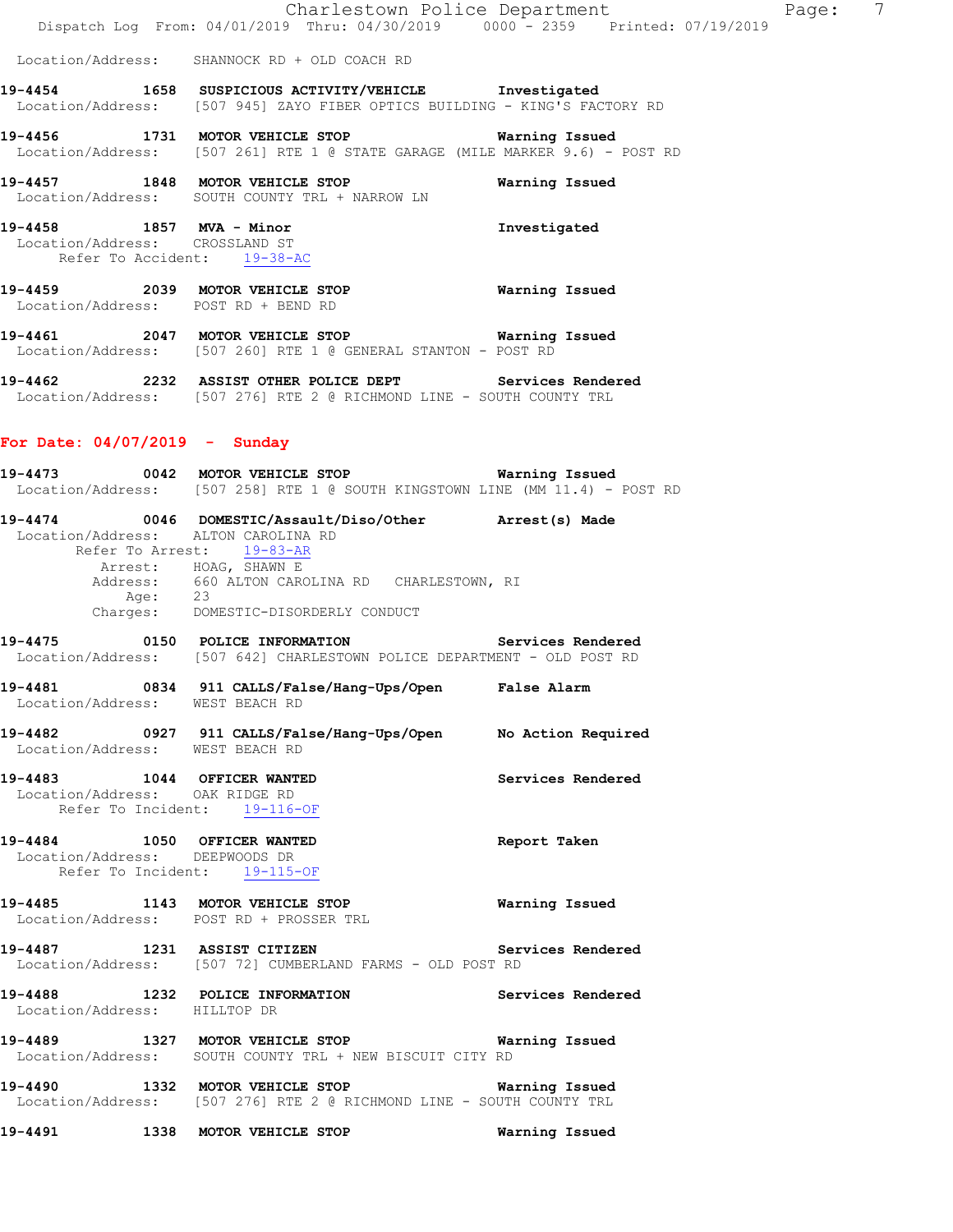Location/Address: SHANNOCK RD + OLD COACH RD

**19-4454 1658 SUSPICIOUS ACTIVITY/VEHICLE Investigated**
Location/Address: [507 945] ZAYO FIBER OPTICS BUILDING - KING'S FACTORY RD

**19-4456 1731 MOTOR VEHICLE STOP Warning Issued**
Location/Address: [507 261] RTE 1 @ STATE GARAGE (MILE MARKER 9.6) - POST RD

**19-4457 1848 MOTOR VEHICLE STOP Warning Issued**
Location/Address: SOUTH COUNTY TRL + NARROW LN

**19-4458 1857 MVA - Minor Investigated**
Location/Address: CROSSLAND ST
Refer To Accident: 19-38-AC

**19-4459 2039 MOTOR VEHICLE STOP Warning Issued**
Location/Address: POST RD + BEND RD

**19-4461 2047 MOTOR VEHICLE STOP Warning Issued**
Location/Address: [507 260] RTE 1 @ GENERAL STANTON - POST RD

**19-4462 2232 ASSIST OTHER POLICE DEPT Services Rendered**
Location/Address: [507 276] RTE 2 @ RICHMOND LINE - SOUTH COUNTY TRL

## For Date: 04/07/2019 - Sunday

**19-4473 0042 MOTOR VEHICLE STOP Warning Issued**
Location/Address: [507 258] RTE 1 @ SOUTH KINGSTOWN LINE (MM 11.4) - POST RD

**19-4474 0046 DOMESTIC/Assault/Diso/Other Arrest(s) Made**
Location/Address: ALTON CAROLINA RD
Refer To Arrest: 19-83-AR
Arrest: HOAG, SHAWN E
Address: 660 ALTON CAROLINA RD CHARLESTOWN, RI
Age: 23
Charges: DOMESTIC-DISORDERLY CONDUCT

**19-4475 0150 POLICE INFORMATION Services Rendered**
Location/Address: [507 642] CHARLESTOWN POLICE DEPARTMENT - OLD POST RD

**19-4481 0834 911 CALLS/False/Hang-Ups/Open False Alarm**
Location/Address: WEST BEACH RD

**19-4482 0927 911 CALLS/False/Hang-Ups/Open No Action Required**
Location/Address: WEST BEACH RD

**19-4483 1044 OFFICER WANTED Services Rendered**
Location/Address: OAK RIDGE RD
Refer To Incident: 19-116-OF

**19-4484 1050 OFFICER WANTED Report Taken**
Location/Address: DEEPWOODS DR
Refer To Incident: 19-115-OF

**19-4485 1143 MOTOR VEHICLE STOP Warning Issued**
Location/Address: POST RD + PROSSER TRL

**19-4487 1231 ASSIST CITIZEN Services Rendered**
Location/Address: [507 72] CUMBERLAND FARMS - OLD POST RD

**19-4488 1232 POLICE INFORMATION Services Rendered**
Location/Address: HILLTOP DR

**19-4489 1327 MOTOR VEHICLE STOP Warning Issued**
Location/Address: SOUTH COUNTY TRL + NEW BISCUIT CITY RD

**19-4490 1332 MOTOR VEHICLE STOP Warning Issued**
Location/Address: [507 276] RTE 2 @ RICHMOND LINE - SOUTH COUNTY TRL

**19-4491 1338 MOTOR VEHICLE STOP Warning Issued**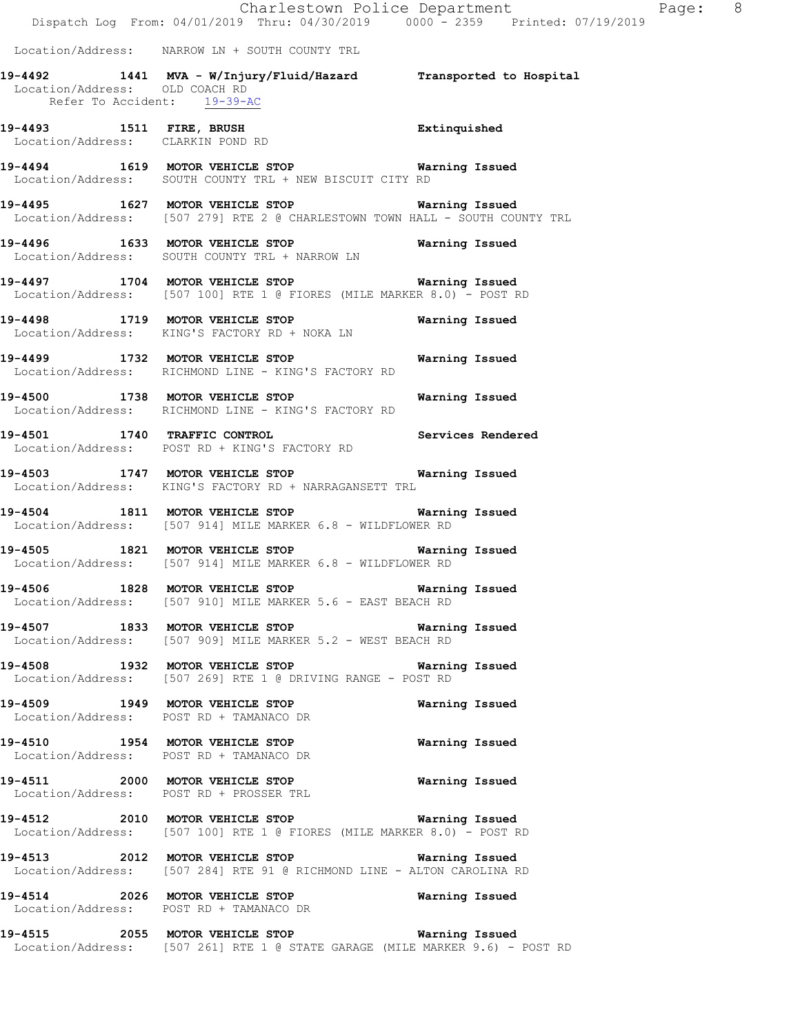Location/Address: NARROW LN + SOUTH COUNTY TRL

**19-4492 1441 MVA - W/Injury/Fluid/Hazard** **Transported to Hospital**
Location/Address: OLD COACH RD
Refer To Accident: 19-39-AC

**19-4493 1511 FIRE, BRUSH** **Extinguished**
Location/Address: CLARKIN POND RD

**19-4494 1619 MOTOR VEHICLE STOP** **Warning Issued**
Location/Address: SOUTH COUNTY TRL + NEW BISCUIT CITY RD

**19-4495 1627 MOTOR VEHICLE STOP** **Warning Issued**
Location/Address: [507 279] RTE 2 @ CHARLESTOWN TOWN HALL - SOUTH COUNTY TRL

**19-4496 1633 MOTOR VEHICLE STOP** **Warning Issued**
Location/Address: SOUTH COUNTY TRL + NARROW LN

**19-4497 1704 MOTOR VEHICLE STOP** **Warning Issued**
Location/Address: [507 100] RTE 1 @ FIORES (MILE MARKER 8.0) - POST RD

**19-4498 1719 MOTOR VEHICLE STOP** **Warning Issued**
Location/Address: KING'S FACTORY RD + NOKA LN

**19-4499 1732 MOTOR VEHICLE STOP** **Warning Issued**
Location/Address: RICHMOND LINE - KING'S FACTORY RD

**19-4500 1738 MOTOR VEHICLE STOP** **Warning Issued**
Location/Address: RICHMOND LINE - KING'S FACTORY RD

**19-4501 1740 TRAFFIC CONTROL** **Services Rendered**
Location/Address: POST RD + KING'S FACTORY RD

**19-4503 1747 MOTOR VEHICLE STOP** **Warning Issued**
Location/Address: KING'S FACTORY RD + NARRAGANSETT TRL

**19-4504 1811 MOTOR VEHICLE STOP** **Warning Issued**
Location/Address: [507 914] MILE MARKER 6.8 - WILDFLOWER RD

**19-4505 1821 MOTOR VEHICLE STOP** **Warning Issued**
Location/Address: [507 914] MILE MARKER 6.8 - WILDFLOWER RD

**19-4506 1828 MOTOR VEHICLE STOP** **Warning Issued**
Location/Address: [507 910] MILE MARKER 5.6 - EAST BEACH RD

**19-4507 1833 MOTOR VEHICLE STOP** **Warning Issued**
Location/Address: [507 909] MILE MARKER 5.2 - WEST BEACH RD

**19-4508 1932 MOTOR VEHICLE STOP** **Warning Issued**
Location/Address: [507 269] RTE 1 @ DRIVING RANGE - POST RD

**19-4509 1949 MOTOR VEHICLE STOP** **Warning Issued**
Location/Address: POST RD + TAMANACO DR

**19-4510 1954 MOTOR VEHICLE STOP** **Warning Issued**
Location/Address: POST RD + TAMANACO DR

**19-4511 2000 MOTOR VEHICLE STOP** **Warning Issued**
Location/Address: POST RD + PROSSER TRL

**19-4512 2010 MOTOR VEHICLE STOP** **Warning Issued**
Location/Address: [507 100] RTE 1 @ FIORES (MILE MARKER 8.0) - POST RD

**19-4513 2012 MOTOR VEHICLE STOP** **Warning Issued**
Location/Address: [507 284] RTE 91 @ RICHMOND LINE - ALTON CAROLINA RD

**19-4514 2026 MOTOR VEHICLE STOP** **Warning Issued**
Location/Address: POST RD + TAMANACO DR

**19-4515 2055 MOTOR VEHICLE STOP** **Warning Issued**
Location/Address: [507 261] RTE 1 @ STATE GARAGE (MILE MARKER 9.6) - POST RD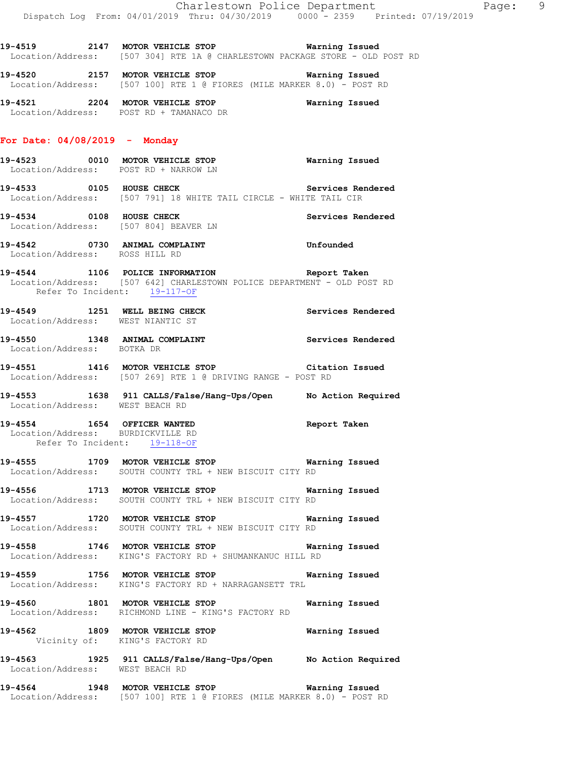19-4519 2147 **MOTOR VEHICLE STOP** **Warning Issued**
Location/Address: [507 304] RTE 1A @ CHARLESTOWN PACKAGE STORE - OLD POST RD

19-4520 2157 **MOTOR VEHICLE STOP** **Warning Issued**
Location/Address: [507 100] RTE 1 @ FIORES (MILE MARKER 8.0) - POST RD

19-4521 2204 **MOTOR VEHICLE STOP** **Warning Issued**
Location/Address: POST RD + TAMANACO DR

## For Date: 04/08/2019 - Monday

19-4523 0010 **MOTOR VEHICLE STOP** **Warning Issued**
Location/Address: POST RD + NARROW LN

19-4533 0105 **HOUSE CHECK** **Services Rendered**
Location/Address: [507 791] 18 WHITE TAIL CIRCLE - WHITE TAIL CIR

19-4534 0108 **HOUSE CHECK** **Services Rendered**
Location/Address: [507 804] BEAVER LN

19-4542 0730 **ANIMAL COMPLAINT** **Unfounded**
Location/Address: ROSS HILL RD

19-4544 1106 **POLICE INFORMATION** **Report Taken**
Location/Address: [507 642] CHARLESTOWN POLICE DEPARTMENT - OLD POST RD
Refer To Incident: 19-117-OF

19-4549 1251 **WELL BEING CHECK** **Services Rendered**
Location/Address: WEST NIANTIC ST

19-4550 1348 **ANIMAL COMPLAINT** **Services Rendered**
Location/Address: BOTKA DR

19-4551 1416 **MOTOR VEHICLE STOP** **Citation Issued**
Location/Address: [507 269] RTE 1 @ DRIVING RANGE - POST RD

19-4553 1638 **911 CALLS/False/Hang-Ups/Open** **No Action Required**
Location/Address: WEST BEACH RD

19-4554 1654 **OFFICER WANTED** **Report Taken**
Location/Address: BURDICKVILLE RD
Refer To Incident: 19-118-OF

19-4555 1709 **MOTOR VEHICLE STOP** **Warning Issued**
Location/Address: SOUTH COUNTY TRL + NEW BISCUIT CITY RD

19-4556 1713 **MOTOR VEHICLE STOP** **Warning Issued**
Location/Address: SOUTH COUNTY TRL + NEW BISCUIT CITY RD

19-4557 1720 **MOTOR VEHICLE STOP** **Warning Issued**
Location/Address: SOUTH COUNTY TRL + NEW BISCUIT CITY RD

19-4558 1746 **MOTOR VEHICLE STOP** **Warning Issued**
Location/Address: KING'S FACTORY RD + SHUMANKANUC HILL RD

19-4559 1756 **MOTOR VEHICLE STOP** **Warning Issued**
Location/Address: KING'S FACTORY RD + NARRAGANSETT TRL

19-4560 1801 **MOTOR VEHICLE STOP** **Warning Issued**
Location/Address: RICHMOND LINE - KING'S FACTORY RD

19-4562 1809 **MOTOR VEHICLE STOP** **Warning Issued**
Vicinity of: KING'S FACTORY RD

19-4563 1925 **911 CALLS/False/Hang-Ups/Open** **No Action Required**
Location/Address: WEST BEACH RD

19-4564 1948 **MOTOR VEHICLE STOP** **Warning Issued**
Location/Address: [507 100] RTE 1 @ FIORES (MILE MARKER 8.0) - POST RD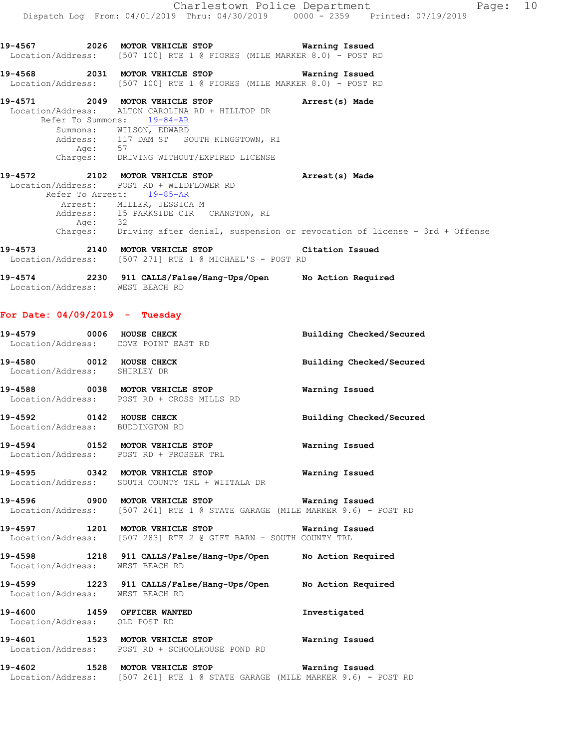19-4567 2026 MOTOR VEHICLE STOP Warning Issued
Location/Address: [507 100] RTE 1 @ FIORES (MILE MARKER 8.0) - POST RD

19-4568 2031 MOTOR VEHICLE STOP Warning Issued
Location/Address: [507 100] RTE 1 @ FIORES (MILE MARKER 8.0) - POST RD

19-4571 2049 MOTOR VEHICLE STOP Arrest(s) Made
Location/Address: ALTON CAROLINA RD + HILLTOP DR
Refer To Summons: 19-84-AR
Summons: WILSON, EDWARD
Address: 117 DAM ST SOUTH KINGSTOWN, RI
Age: 57
Charges: DRIVING WITHOUT/EXPIRED LICENSE

19-4572 2102 MOTOR VEHICLE STOP Arrest(s) Made
Location/Address: POST RD + WILDFLOWER RD
Refer To Arrest: 19-85-AR
Arrest: MILLER, JESSICA M
Address: 15 PARKSIDE CIR CRANSTON, RI
Age: 32
Charges: Driving after denial, suspension or revocation of license - 3rd + Offense

19-4573 2140 MOTOR VEHICLE STOP Citation Issued
Location/Address: [507 271] RTE 1 @ MICHAEL'S - POST RD

19-4574 2230 911 CALLS/False/Hang-Ups/Open No Action Required
Location/Address: WEST BEACH RD

## For Date: 04/09/2019 - Tuesday

19-4579 0006 HOUSE CHECK Building Checked/Secured
Location/Address: COVE POINT EAST RD

19-4580 0012 HOUSE CHECK Building Checked/Secured
Location/Address: SHIRLEY DR

19-4588 0038 MOTOR VEHICLE STOP Warning Issued
Location/Address: POST RD + CROSS MILLS RD

19-4592 0142 HOUSE CHECK Building Checked/Secured
Location/Address: BUDDINGTON RD

19-4594 0152 MOTOR VEHICLE STOP Warning Issued
Location/Address: POST RD + PROSSER TRL

19-4595 0342 MOTOR VEHICLE STOP Warning Issued
Location/Address: SOUTH COUNTY TRL + WIITALA DR

19-4596 0900 MOTOR VEHICLE STOP Warning Issued
Location/Address: [507 261] RTE 1 @ STATE GARAGE (MILE MARKER 9.6) - POST RD

19-4597 1201 MOTOR VEHICLE STOP Warning Issued
Location/Address: [507 283] RTE 2 @ GIFT BARN - SOUTH COUNTY TRL

19-4598 1218 911 CALLS/False/Hang-Ups/Open No Action Required
Location/Address: WEST BEACH RD

19-4599 1223 911 CALLS/False/Hang-Ups/Open No Action Required
Location/Address: WEST BEACH RD

19-4600 1459 OFFICER WANTED Investigated
Location/Address: OLD POST RD

19-4601 1523 MOTOR VEHICLE STOP Warning Issued
Location/Address: POST RD + SCHOOLHOUSE POND RD

19-4602 1528 MOTOR VEHICLE STOP Warning Issued
Location/Address: [507 261] RTE 1 @ STATE GARAGE (MILE MARKER 9.6) - POST RD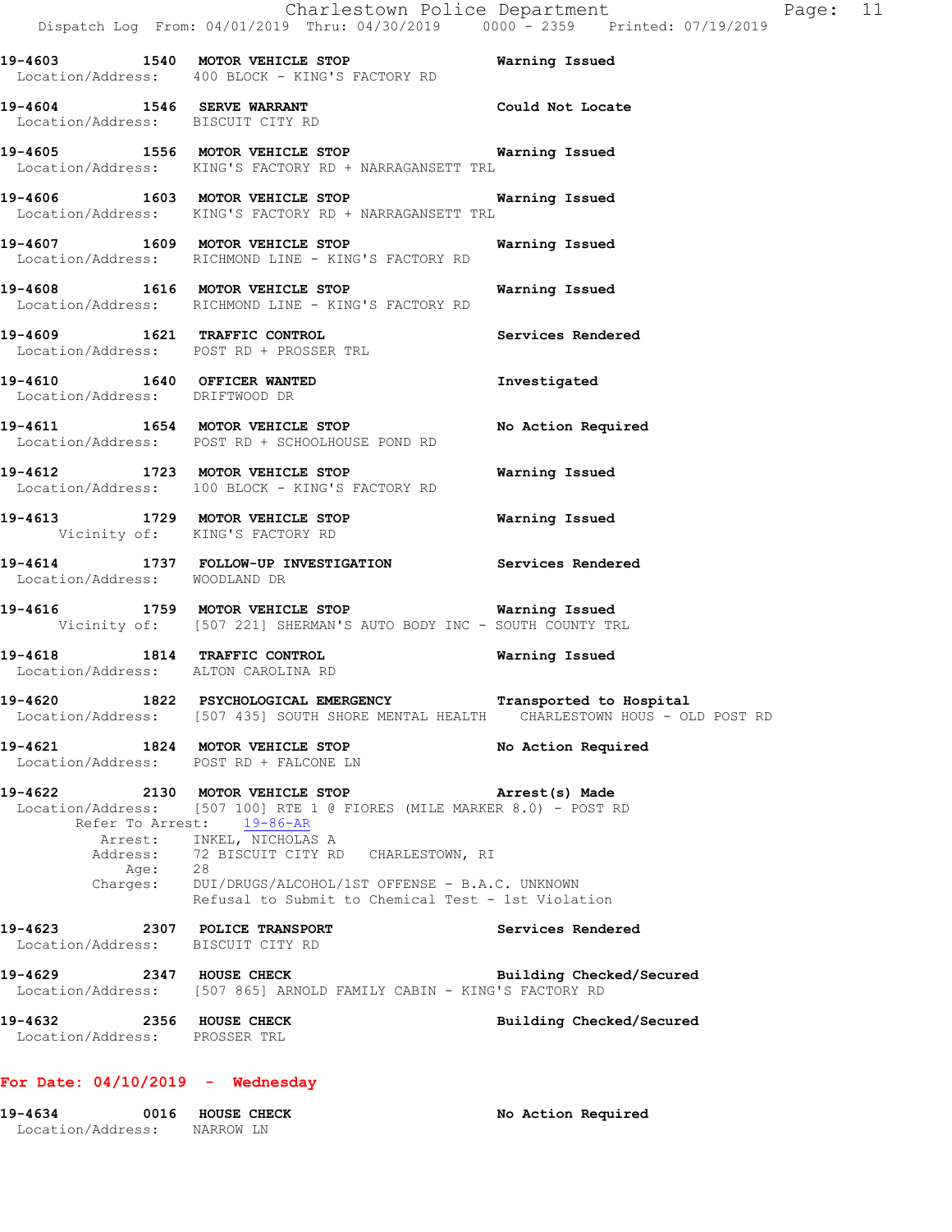**19-4603 1540 MOTOR VEHICLE STOP** — Warning Issued
Location/Address: 400 BLOCK - KING'S FACTORY RD

**19-4604 1546 SERVE WARRANT** — Could Not Locate
Location/Address: BISCUIT CITY RD

**19-4605 1556 MOTOR VEHICLE STOP** — Warning Issued
Location/Address: KING'S FACTORY RD + NARRAGANSETT TRL

**19-4606 1603 MOTOR VEHICLE STOP** — Warning Issued
Location/Address: KING'S FACTORY RD + NARRAGANSETT TRL

**19-4607 1609 MOTOR VEHICLE STOP** — Warning Issued
Location/Address: RICHMOND LINE - KING'S FACTORY RD

**19-4608 1616 MOTOR VEHICLE STOP** — Warning Issued
Location/Address: RICHMOND LINE - KING'S FACTORY RD

**19-4609 1621 TRAFFIC CONTROL** — Services Rendered
Location/Address: POST RD + PROSSER TRL

**19-4610 1640 OFFICER WANTED** — Investigated
Location/Address: DRIFTWOOD DR

**19-4611 1654 MOTOR VEHICLE STOP** — No Action Required
Location/Address: POST RD + SCHOOLHOUSE POND RD

**19-4612 1723 MOTOR VEHICLE STOP** — Warning Issued
Location/Address: 100 BLOCK - KING'S FACTORY RD

**19-4613 1729 MOTOR VEHICLE STOP** — Warning Issued
Vicinity of: KING'S FACTORY RD

**19-4614 1737 FOLLOW-UP INVESTIGATION** — Services Rendered
Location/Address: WOODLAND DR

**19-4616 1759 MOTOR VEHICLE STOP** — Warning Issued
Vicinity of: [507 221] SHERMAN'S AUTO BODY INC - SOUTH COUNTY TRL

**19-4618 1814 TRAFFIC CONTROL** — Warning Issued
Location/Address: ALTON CAROLINA RD

**19-4620 1822 PSYCHOLOGICAL EMERGENCY** — Transported to Hospital
Location/Address: [507 435] SOUTH SHORE MENTAL HEALTH CHARLESTOWN HOUS - OLD POST RD

**19-4621 1824 MOTOR VEHICLE STOP** — No Action Required
Location/Address: POST RD + FALCONE LN

**19-4622 2130 MOTOR VEHICLE STOP** — Arrest(s) Made
Location/Address: [507 100] RTE 1 @ FIORES (MILE MARKER 8.0) - POST RD
Refer To Arrest: 19-86-AR
Arrest: INKEL, NICHOLAS A
Address: 72 BISCUIT CITY RD CHARLESTOWN, RI
Age: 28
Charges: DUI/DRUGS/ALCOHOL/1ST OFFENSE - B.A.C. UNKNOWN
Refusal to Submit to Chemical Test - 1st Violation

**19-4623 2307 POLICE TRANSPORT** — Services Rendered
Location/Address: BISCUIT CITY RD

**19-4629 2347 HOUSE CHECK** — Building Checked/Secured
Location/Address: [507 865] ARNOLD FAMILY CABIN - KING'S FACTORY RD

**19-4632 2356 HOUSE CHECK** — Building Checked/Secured
Location/Address: PROSSER TRL

## For Date: 04/10/2019 - Wednesday

**19-4634 0016 HOUSE CHECK** — No Action Required
Location/Address: NARROW LN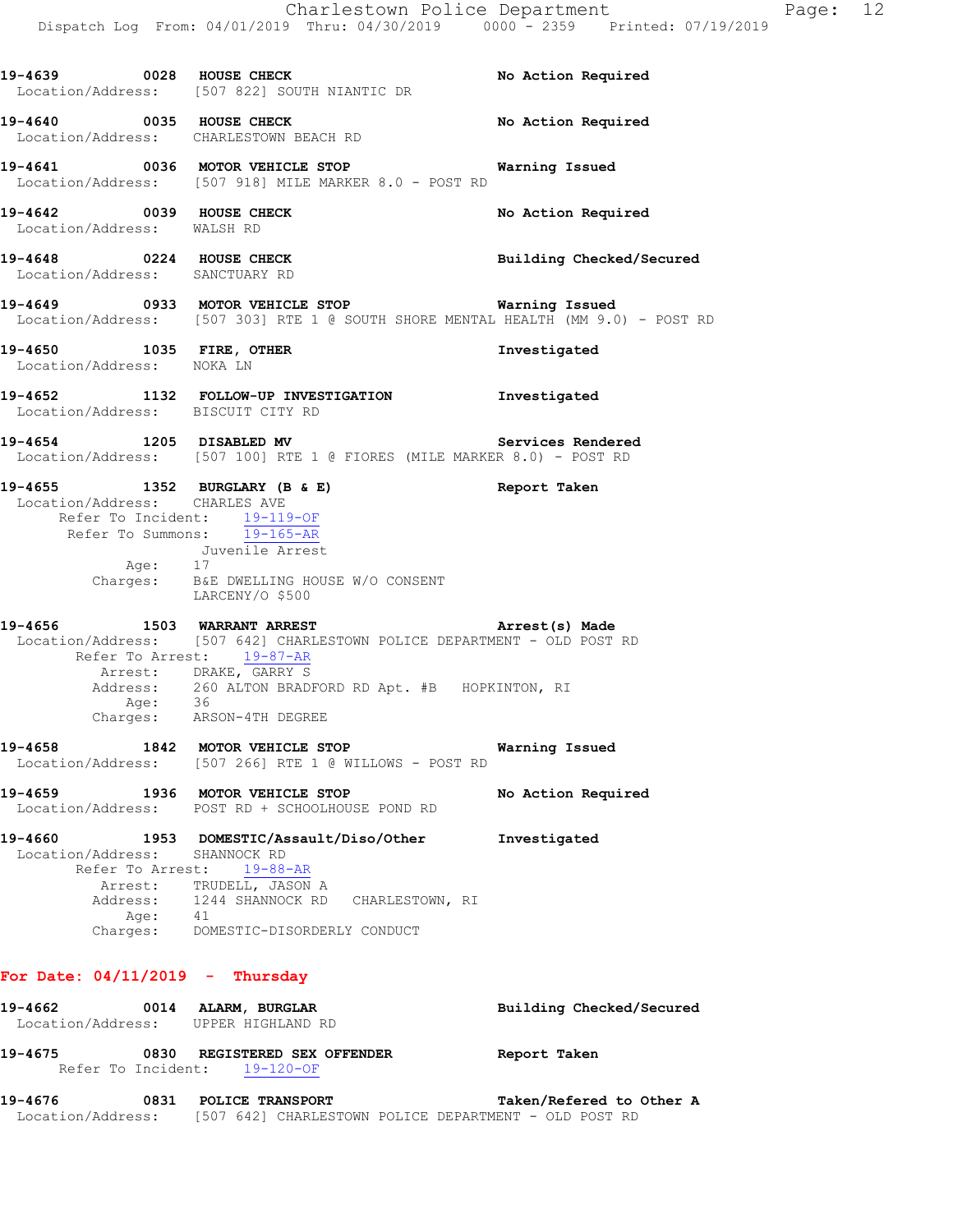19-4639 0028 **HOUSE CHECK** **No Action Required**
Location/Address: [507 822] SOUTH NIANTIC DR

19-4640 0035 **HOUSE CHECK** **No Action Required**
Location/Address: CHARLESTOWN BEACH RD

19-4641 0036 **MOTOR VEHICLE STOP** **Warning Issued**
Location/Address: [507 918] MILE MARKER 8.0 - POST RD

19-4642 0039 **HOUSE CHECK** **No Action Required**
Location/Address: WALSH RD

19-4648 0224 **HOUSE CHECK** **Building Checked/Secured**
Location/Address: SANCTUARY RD

19-4649 0933 **MOTOR VEHICLE STOP** **Warning Issued**
Location/Address: [507 303] RTE 1 @ SOUTH SHORE MENTAL HEALTH (MM 9.0) - POST RD

19-4650 1035 **FIRE, OTHER** **Investigated**
Location/Address: NOKA LN

19-4652 1132 **FOLLOW-UP INVESTIGATION** **Investigated**
Location/Address: BISCUIT CITY RD

19-4654 1205 **DISABLED MV** **Services Rendered**
Location/Address: [507 100] RTE 1 @ FIORES (MILE MARKER 8.0) - POST RD

19-4655 1352 **BURGLARY (B & E)** **Report Taken**
Location/Address: CHARLES AVE
Refer To Incident: 19-119-OF
Refer To Summons: 19-165-AR
Juvenile Arrest
Age: 17
Charges: B&E DWELLING HOUSE W/O CONSENT
LARCENY/O $500

19-4656 1503 **WARRANT ARREST** **Arrest(s) Made**
Location/Address: [507 642] CHARLESTOWN POLICE DEPARTMENT - OLD POST RD
Refer To Arrest: 19-87-AR
Arrest: DRAKE, GARRY S
Address: 260 ALTON BRADFORD RD Apt. #B HOPKINTON, RI
Age: 36
Charges: ARSON-4TH DEGREE

19-4658 1842 **MOTOR VEHICLE STOP** **Warning Issued**
Location/Address: [507 266] RTE 1 @ WILLOWS - POST RD

19-4659 1936 **MOTOR VEHICLE STOP** **No Action Required**
Location/Address: POST RD + SCHOOLHOUSE POND RD

19-4660 1953 **DOMESTIC/Assault/Diso/Other** **Investigated**
Location/Address: SHANNOCK RD
Refer To Arrest: 19-88-AR
Arrest: TRUDELL, JASON A
Address: 1244 SHANNOCK RD CHARLESTOWN, RI
Age: 41
Charges: DOMESTIC-DISORDERLY CONDUCT

## For Date: 04/11/2019 - Thursday

19-4662 0014 **ALARM, BURGLAR** **Building Checked/Secured**
Location/Address: UPPER HIGHLAND RD

19-4675 0830 **REGISTERED SEX OFFENDER** **Report Taken**
Refer To Incident: 19-120-OF

19-4676 0831 **POLICE TRANSPORT** **Taken/Refered to Other A**
Location/Address: [507 642] CHARLESTOWN POLICE DEPARTMENT - OLD POST RD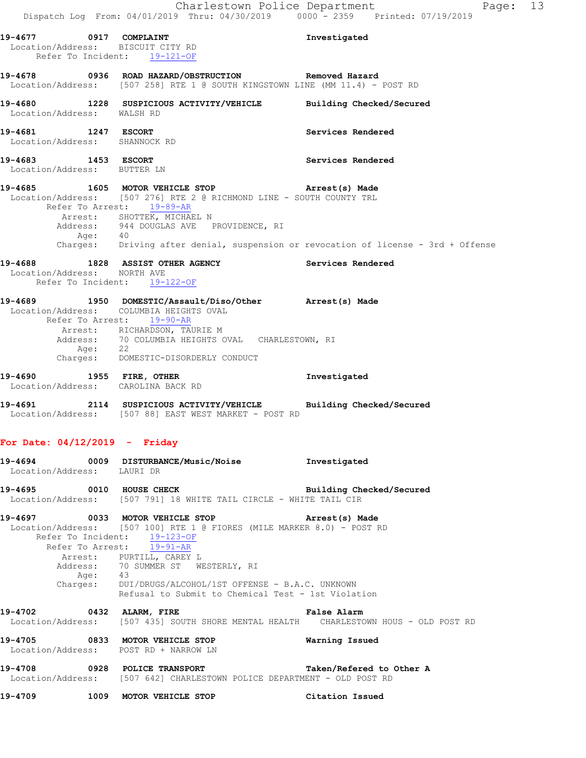19-4677 0917 COMPLAINT Investigated
Location/Address: BISCUIT CITY RD
Refer To Incident: 19-121-OF

19-4678 0936 ROAD HAZARD/OBSTRUCTION Removed Hazard
Location/Address: [507 258] RTE 1 @ SOUTH KINGSTOWN LINE (MM 11.4) - POST RD

19-4680 1228 SUSPICIOUS ACTIVITY/VEHICLE Building Checked/Secured
Location/Address: WALSH RD

19-4681 1247 ESCORT Services Rendered
Location/Address: SHANNOCK RD

19-4683 1453 ESCORT Services Rendered
Location/Address: BUTTER LN

19-4685 1605 MOTOR VEHICLE STOP Arrest(s) Made
Location/Address: [507 276] RTE 2 @ RICHMOND LINE - SOUTH COUNTY TRL
Refer To Arrest: 19-89-AR
Arrest: SHOTTEK, MICHAEL N
Address: 944 DOUGLAS AVE PROVIDENCE, RI
Age: 40
Charges: Driving after denial, suspension or revocation of license - 3rd + Offense

19-4688 1828 ASSIST OTHER AGENCY Services Rendered
Location/Address: NORTH AVE
Refer To Incident: 19-122-OF

19-4689 1950 DOMESTIC/Assault/Diso/Other Arrest(s) Made
Location/Address: COLUMBIA HEIGHTS OVAL
Refer To Arrest: 19-90-AR
Arrest: RICHARDSON, TAURIE M
Address: 70 COLUMBIA HEIGHTS OVAL CHARLESTOWN, RI
Age: 22
Charges: DOMESTIC-DISORDERLY CONDUCT

19-4690 1955 FIRE, OTHER Investigated
Location/Address: CAROLINA BACK RD

19-4691 2114 SUSPICIOUS ACTIVITY/VEHICLE Building Checked/Secured
Location/Address: [507 88] EAST WEST MARKET - POST RD

**For Date: 04/12/2019 - Friday**

19-4694 0009 DISTURBANCE/Music/Noise Investigated
Location/Address: LAURI DR

19-4695 0010 HOUSE CHECK Building Checked/Secured
Location/Address: [507 791] 18 WHITE TAIL CIRCLE - WHITE TAIL CIR

19-4697 0033 MOTOR VEHICLE STOP Arrest(s) Made
Location/Address: [507 100] RTE 1 @ FIORES (MILE MARKER 8.0) - POST RD
Refer To Incident: 19-123-OF
Refer To Arrest: 19-91-AR
Arrest: PURTILL, CAREY L
Address: 70 SUMMER ST WESTERLY, RI
Age: 43
Charges: DUI/DRUGS/ALCOHOL/1ST OFFENSE - B.A.C. UNKNOWN
Refusal to Submit to Chemical Test - 1st Violation

19-4702 0432 ALARM, FIRE False Alarm
Location/Address: [507 435] SOUTH SHORE MENTAL HEALTH CHARLESTOWN HOUS - OLD POST RD

19-4705 0833 MOTOR VEHICLE STOP Warning Issued
Location/Address: POST RD + NARROW LN

19-4708 0928 POLICE TRANSPORT Taken/Refered to Other A
Location/Address: [507 642] CHARLESTOWN POLICE DEPARTMENT - OLD POST RD

19-4709 1009 MOTOR VEHICLE STOP Citation Issued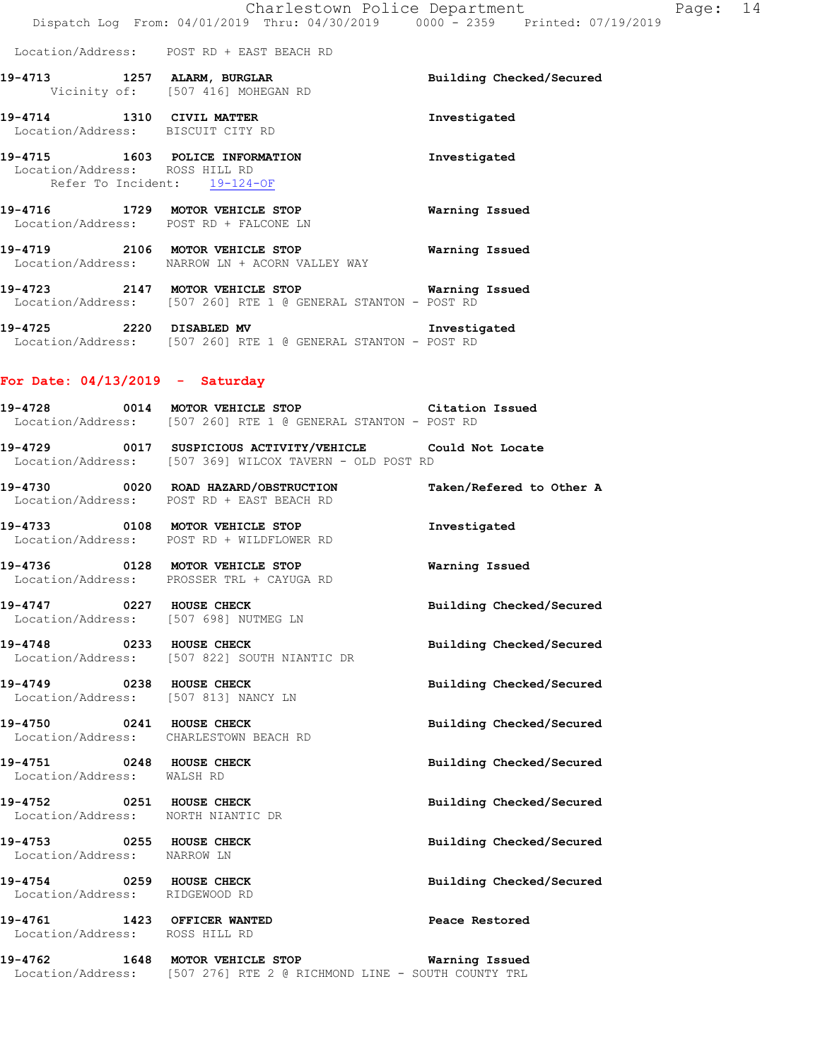Location/Address: POST RD + EAST BEACH RD

**19-4713 1257 ALARM, BURGLAR** Building Checked/Secured
Vicinity of: [507 416] MOHEGAN RD

**19-4714 1310 CIVIL MATTER** Investigated
Location/Address: BISCUIT CITY RD

**19-4715 1603 POLICE INFORMATION** Investigated
Location/Address: ROSS HILL RD
Refer To Incident: 19-124-OF

**19-4716 1729 MOTOR VEHICLE STOP** Warning Issued
Location/Address: POST RD + FALCONE LN

**19-4719 2106 MOTOR VEHICLE STOP** Warning Issued
Location/Address: NARROW LN + ACORN VALLEY WAY

**19-4723 2147 MOTOR VEHICLE STOP** Warning Issued
Location/Address: [507 260] RTE 1 @ GENERAL STANTON - POST RD

**19-4725 2220 DISABLED MV** Investigated
Location/Address: [507 260] RTE 1 @ GENERAL STANTON - POST RD

## For Date: 04/13/2019 - Saturday

**19-4728 0014 MOTOR VEHICLE STOP** Citation Issued
Location/Address: [507 260] RTE 1 @ GENERAL STANTON - POST RD

**19-4729 0017 SUSPICIOUS ACTIVITY/VEHICLE** Could Not Locate
Location/Address: [507 369] WILCOX TAVERN - OLD POST RD

**19-4730 0020 ROAD HAZARD/OBSTRUCTION** Taken/Refered to Other A
Location/Address: POST RD + EAST BEACH RD

**19-4733 0108 MOTOR VEHICLE STOP** Investigated
Location/Address: POST RD + WILDFLOWER RD

**19-4736 0128 MOTOR VEHICLE STOP** Warning Issued
Location/Address: PROSSER TRL + CAYUGA RD

**19-4747 0227 HOUSE CHECK** Building Checked/Secured
Location/Address: [507 698] NUTMEG LN

**19-4748 0233 HOUSE CHECK** Building Checked/Secured
Location/Address: [507 822] SOUTH NIANTIC DR

**19-4749 0238 HOUSE CHECK** Building Checked/Secured
Location/Address: [507 813] NANCY LN

**19-4750 0241 HOUSE CHECK** Building Checked/Secured
Location/Address: CHARLESTOWN BEACH RD

**19-4751 0248 HOUSE CHECK** Building Checked/Secured
Location/Address: WALSH RD

**19-4752 0251 HOUSE CHECK** Building Checked/Secured
Location/Address: NORTH NIANTIC DR

**19-4753 0255 HOUSE CHECK** Building Checked/Secured
Location/Address: NARROW LN

**19-4754 0259 HOUSE CHECK** Building Checked/Secured
Location/Address: RIDGEWOOD RD

**19-4761 1423 OFFICER WANTED** Peace Restored
Location/Address: ROSS HILL RD

**19-4762 1648 MOTOR VEHICLE STOP** Warning Issued
Location/Address: [507 276] RTE 2 @ RICHMOND LINE - SOUTH COUNTY TRL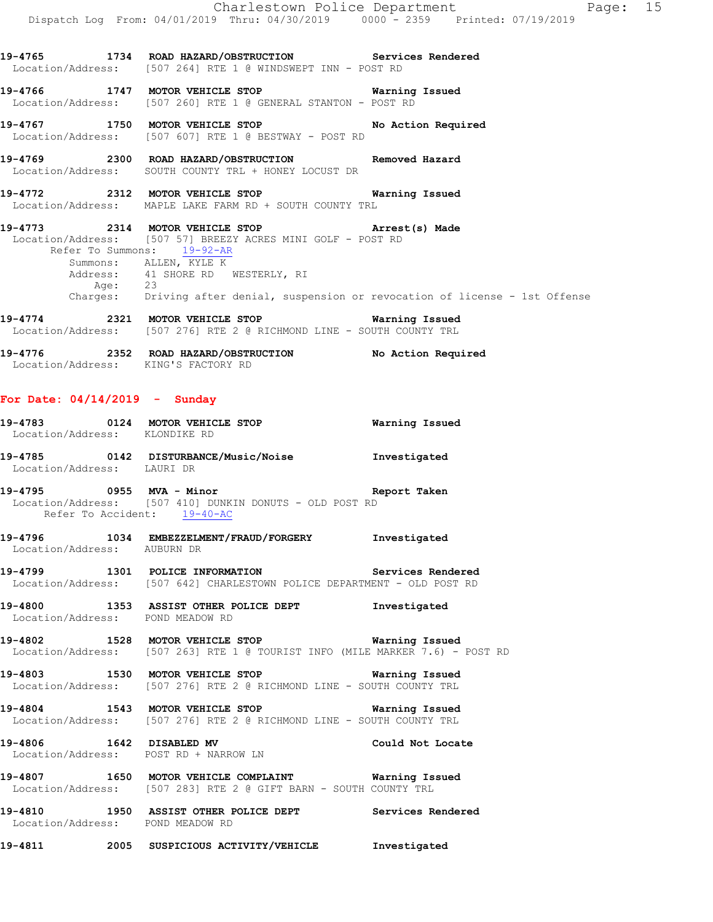19-4765 1734 ROAD HAZARD/OBSTRUCTION Services Rendered
Location/Address: [507 264] RTE 1 @ WINDSWEPT INN - POST RD

19-4766 1747 MOTOR VEHICLE STOP Warning Issued
Location/Address: [507 260] RTE 1 @ GENERAL STANTON - POST RD

19-4767 1750 MOTOR VEHICLE STOP No Action Required
Location/Address: [507 607] RTE 1 @ BESTWAY - POST RD

19-4769 2300 ROAD HAZARD/OBSTRUCTION Removed Hazard
Location/Address: SOUTH COUNTY TRL + HONEY LOCUST DR

19-4772 2312 MOTOR VEHICLE STOP Warning Issued
Location/Address: MAPLE LAKE FARM RD + SOUTH COUNTY TRL

19-4773 2314 MOTOR VEHICLE STOP Arrest(s) Made
Location/Address: [507 57] BREEZY ACRES MINI GOLF - POST RD
Refer To Summons: 19-92-AR
Summons: ALLEN, KYLE K
Address: 41 SHORE RD WESTERLY, RI
Age: 23
Charges: Driving after denial, suspension or revocation of license - 1st Offense

19-4774 2321 MOTOR VEHICLE STOP Warning Issued
Location/Address: [507 276] RTE 2 @ RICHMOND LINE - SOUTH COUNTY TRL

19-4776 2352 ROAD HAZARD/OBSTRUCTION No Action Required
Location/Address: KING'S FACTORY RD

## For Date: 04/14/2019 - Sunday

19-4783 0124 MOTOR VEHICLE STOP Warning Issued
Location/Address: KLONDIKE RD

19-4785 0142 DISTURBANCE/Music/Noise Investigated
Location/Address: LAURI DR

19-4795 0955 MVA - Minor Report Taken
Location/Address: [507 410] DUNKIN DONUTS - OLD POST RD
Refer To Accident: 19-40-AC

19-4796 1034 EMBEZZELMENT/FRAUD/FORGERY Investigated
Location/Address: AUBURN DR

19-4799 1301 POLICE INFORMATION Services Rendered
Location/Address: [507 642] CHARLESTOWN POLICE DEPARTMENT - OLD POST RD

19-4800 1353 ASSIST OTHER POLICE DEPT Investigated
Location/Address: POND MEADOW RD

19-4802 1528 MOTOR VEHICLE STOP Warning Issued
Location/Address: [507 263] RTE 1 @ TOURIST INFO (MILE MARKER 7.6) - POST RD

19-4803 1530 MOTOR VEHICLE STOP Warning Issued
Location/Address: [507 276] RTE 2 @ RICHMOND LINE - SOUTH COUNTY TRL

19-4804 1543 MOTOR VEHICLE STOP Warning Issued
Location/Address: [507 276] RTE 2 @ RICHMOND LINE - SOUTH COUNTY TRL

19-4806 1642 DISABLED MV Could Not Locate
Location/Address: POST RD + NARROW LN

19-4807 1650 MOTOR VEHICLE COMPLAINT Warning Issued
Location/Address: [507 283] RTE 2 @ GIFT BARN - SOUTH COUNTY TRL

19-4810 1950 ASSIST OTHER POLICE DEPT Services Rendered
Location/Address: POND MEADOW RD

19-4811 2005 SUSPICIOUS ACTIVITY/VEHICLE Investigated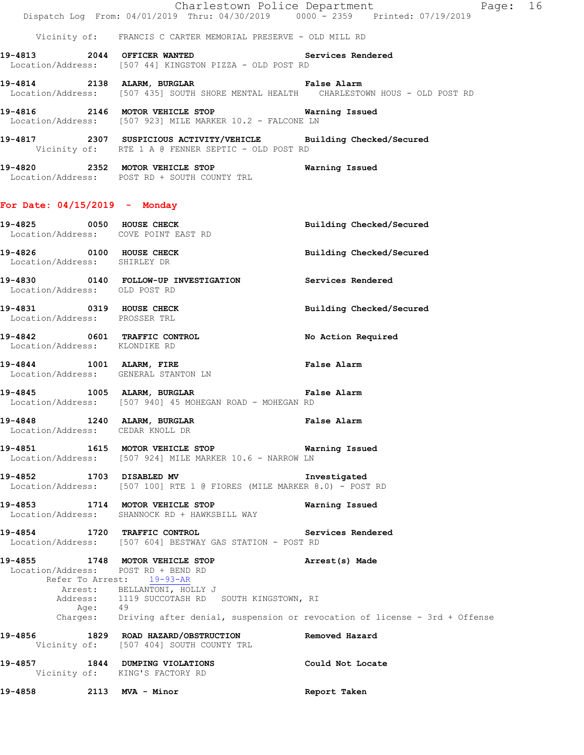Vicinity of: FRANCIS C CARTER MEMORIAL PRESERVE - OLD MILL RD

**19-4813 2044 OFFICER WANTED** — **Services Rendered**
Location/Address: [507 44] KINGSTON PIZZA - OLD POST RD

**19-4814 2138 ALARM, BURGLAR** — **False Alarm**
Location/Address: [507 435] SOUTH SHORE MENTAL HEALTH CHARLESTOWN HOUS - OLD POST RD

**19-4816 2146 MOTOR VEHICLE STOP** — **Warning Issued**
Location/Address: [507 923] MILE MARKER 10.2 - FALCONE LN

**19-4817 2307 SUSPICIOUS ACTIVITY/VEHICLE** — **Building Checked/Secured**
Vicinity of: RTE 1 A @ FENNER SEPTIC - OLD POST RD

**19-4820 2352 MOTOR VEHICLE STOP** — **Warning Issued**
Location/Address: POST RD + SOUTH COUNTY TRL

## For Date: 04/15/2019 - Monday

**19-4825 0050 HOUSE CHECK** — **Building Checked/Secured**
Location/Address: COVE POINT EAST RD

**19-4826 0100 HOUSE CHECK** — **Building Checked/Secured**
Location/Address: SHIRLEY DR

**19-4830 0140 FOLLOW-UP INVESTIGATION** — **Services Rendered**
Location/Address: OLD POST RD

**19-4831 0319 HOUSE CHECK** — **Building Checked/Secured**
Location/Address: PROSSER TRL

**19-4842 0601 TRAFFIC CONTROL** — **No Action Required**
Location/Address: KLONDIKE RD

**19-4844 1001 ALARM, FIRE** — **False Alarm**
Location/Address: GENERAL STANTON LN

**19-4845 1005 ALARM, BURGLAR** — **False Alarm**
Location/Address: [507 940] 45 MOHEGAN ROAD - MOHEGAN RD

**19-4848 1240 ALARM, BURGLAR** — **False Alarm**
Location/Address: CEDAR KNOLL DR

**19-4851 1615 MOTOR VEHICLE STOP** — **Warning Issued**
Location/Address: [507 924] MILE MARKER 10.6 - NARROW LN

**19-4852 1703 DISABLED MV** — **Investigated**
Location/Address: [507 100] RTE 1 @ FIORES (MILE MARKER 8.0) - POST RD

**19-4853 1714 MOTOR VEHICLE STOP** — **Warning Issued**
Location/Address: SHANNOCK RD + HAWKSBILL WAY

**19-4854 1720 TRAFFIC CONTROL** — **Services Rendered**
Location/Address: [507 604] BESTWAY GAS STATION - POST RD

**19-4855 1748 MOTOR VEHICLE STOP** — **Arrest(s) Made**
Location/Address: POST RD + BEND RD
Refer To Arrest: 19-93-AR
Arrest: BELLANTONI, HOLLY J
Address: 1119 SUCCOTASH RD SOUTH KINGSTOWN, RI
Age: 49
Charges: Driving after denial, suspension or revocation of license - 3rd + Offense

**19-4856 1829 ROAD HAZARD/OBSTRUCTION** — **Removed Hazard**
Vicinity of: [507 404] SOUTH COUNTY TRL

**19-4857 1844 DUMPING VIOLATIONS** — **Could Not Locate**
Vicinity of: KING'S FACTORY RD

**19-4858 2113 MVA - Minor** — **Report Taken**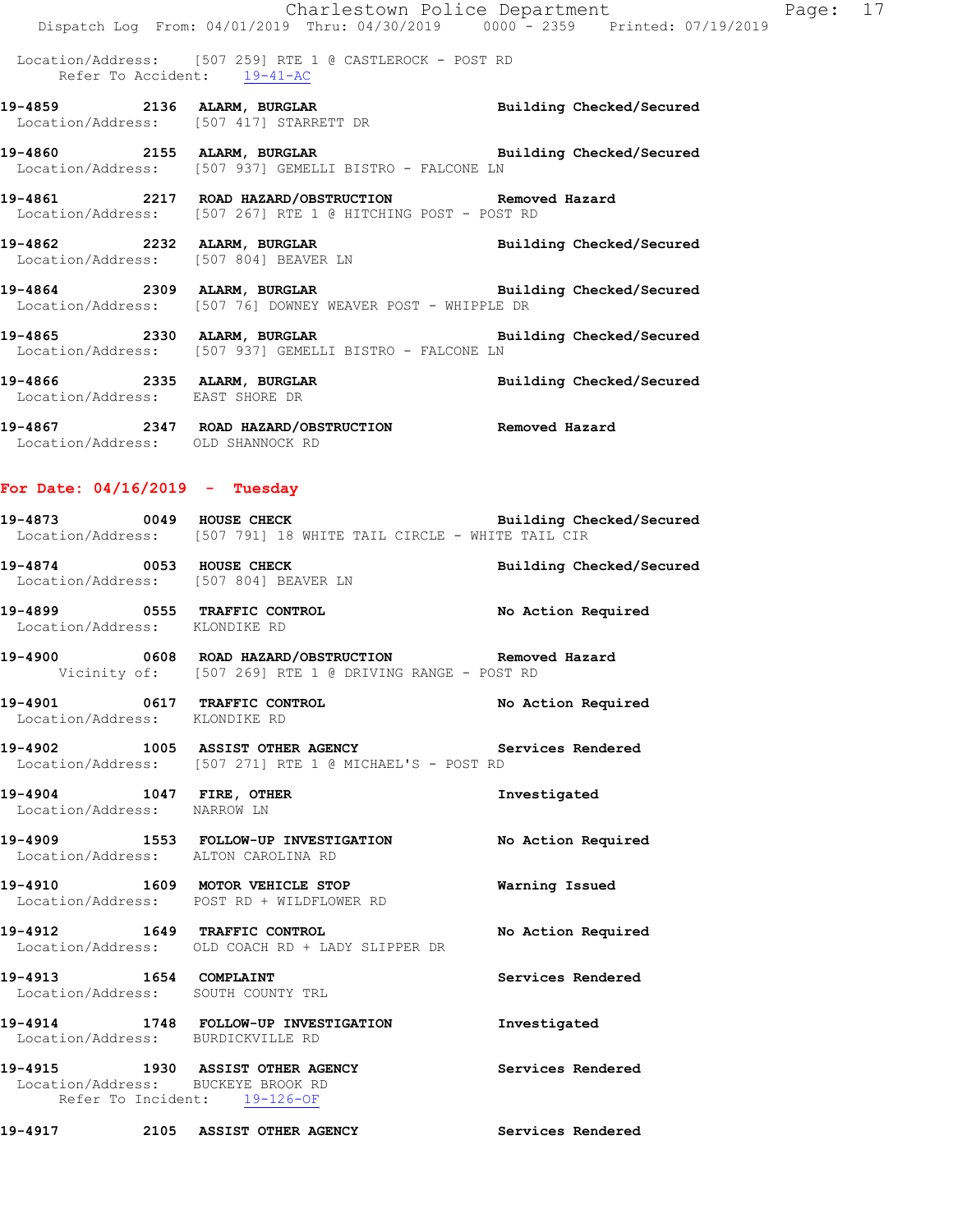Location/Address: [507 259] RTE 1 @ CASTLEROCK - POST RD
Refer To Accident: 19-41-AC

**19-4859 2136 ALARM, BURGLAR** **Building Checked/Secured**
Location/Address: [507 417] STARRETT DR

**19-4860 2155 ALARM, BURGLAR** **Building Checked/Secured**
Location/Address: [507 937] GEMELLI BISTRO - FALCONE LN

**19-4861 2217 ROAD HAZARD/OBSTRUCTION** **Removed Hazard**
Location/Address: [507 267] RTE 1 @ HITCHING POST - POST RD

**19-4862 2232 ALARM, BURGLAR** **Building Checked/Secured**
Location/Address: [507 804] BEAVER LN

**19-4864 2309 ALARM, BURGLAR** **Building Checked/Secured**
Location/Address: [507 76] DOWNEY WEAVER POST - WHIPPLE DR

**19-4865 2330 ALARM, BURGLAR** **Building Checked/Secured**
Location/Address: [507 937] GEMELLI BISTRO - FALCONE LN

**19-4866 2335 ALARM, BURGLAR** **Building Checked/Secured**
Location/Address: EAST SHORE DR

**19-4867 2347 ROAD HAZARD/OBSTRUCTION** **Removed Hazard**
Location/Address: OLD SHANNOCK RD

## For Date: 04/16/2019 - Tuesday

**19-4873 0049 HOUSE CHECK** **Building Checked/Secured**
Location/Address: [507 791] 18 WHITE TAIL CIRCLE - WHITE TAIL CIR

**19-4874 0053 HOUSE CHECK** **Building Checked/Secured**
Location/Address: [507 804] BEAVER LN

**19-4899 0555 TRAFFIC CONTROL** **No Action Required**
Location/Address: KLONDIKE RD

**19-4900 0608 ROAD HAZARD/OBSTRUCTION** **Removed Hazard**
Vicinity of: [507 269] RTE 1 @ DRIVING RANGE - POST RD

**19-4901 0617 TRAFFIC CONTROL** **No Action Required**
Location/Address: KLONDIKE RD

**19-4902 1005 ASSIST OTHER AGENCY** **Services Rendered**
Location/Address: [507 271] RTE 1 @ MICHAEL'S - POST RD

**19-4904 1047 FIRE, OTHER** **Investigated**
Location/Address: NARROW LN

**19-4909 1553 FOLLOW-UP INVESTIGATION** **No Action Required**
Location/Address: ALTON CAROLINA RD

**19-4910 1609 MOTOR VEHICLE STOP** **Warning Issued**
Location/Address: POST RD + WILDFLOWER RD

**19-4912 1649 TRAFFIC CONTROL** **No Action Required**
Location/Address: OLD COACH RD + LADY SLIPPER DR

**19-4913 1654 COMPLAINT** **Services Rendered**
Location/Address: SOUTH COUNTY TRL

**19-4914 1748 FOLLOW-UP INVESTIGATION** **Investigated**
Location/Address: BURDICKVILLE RD

**19-4915 1930 ASSIST OTHER AGENCY** **Services Rendered**
Location/Address: BUCKEYE BROOK RD
Refer To Incident: 19-126-OF

**19-4917 2105 ASSIST OTHER AGENCY** **Services Rendered**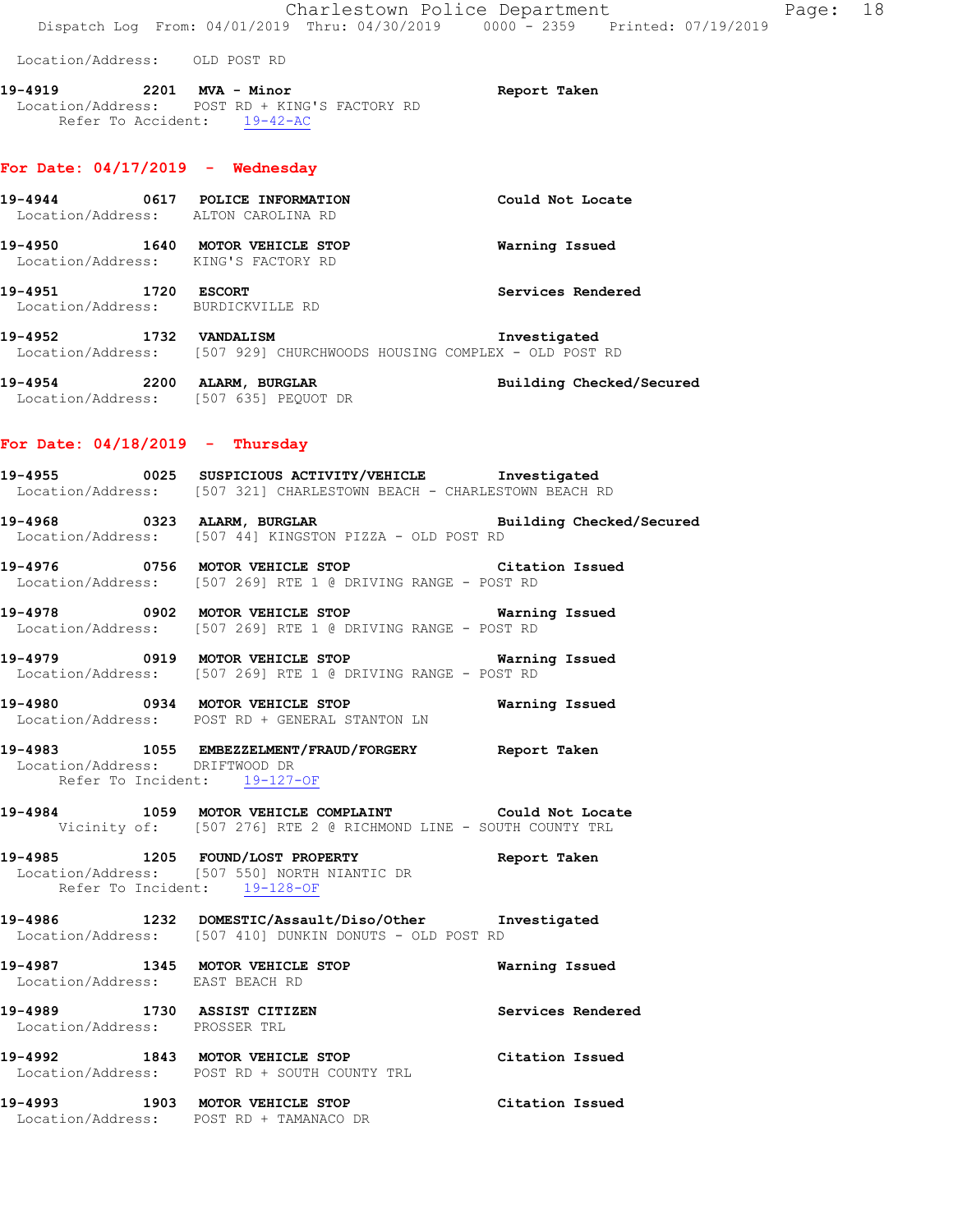Location/Address: OLD POST RD

**19-4919 2201 MVA - Minor** Report Taken
Location/Address: POST RD + KING'S FACTORY RD
Refer To Accident: 19-42-AC

## For Date: 04/17/2019 - Wednesday

**19-4944 0617 POLICE INFORMATION** Could Not Locate
Location/Address: ALTON CAROLINA RD

**19-4950 1640 MOTOR VEHICLE STOP** Warning Issued
Location/Address: KING'S FACTORY RD

**19-4951 1720 ESCORT** Services Rendered
Location/Address: BURDICKVILLE RD

**19-4952 1732 VANDALISM** Investigated
Location/Address: [507 929] CHURCHWOODS HOUSING COMPLEX - OLD POST RD

**19-4954 2200 ALARM, BURGLAR** Building Checked/Secured
Location/Address: [507 635] PEQUOT DR

## For Date: 04/18/2019 - Thursday

**19-4955 0025 SUSPICIOUS ACTIVITY/VEHICLE** Investigated
Location/Address: [507 321] CHARLESTOWN BEACH - CHARLESTOWN BEACH RD

**19-4968 0323 ALARM, BURGLAR** Building Checked/Secured
Location/Address: [507 44] KINGSTON PIZZA - OLD POST RD

**19-4976 0756 MOTOR VEHICLE STOP** Citation Issued
Location/Address: [507 269] RTE 1 @ DRIVING RANGE - POST RD

**19-4978 0902 MOTOR VEHICLE STOP** Warning Issued
Location/Address: [507 269] RTE 1 @ DRIVING RANGE - POST RD

**19-4979 0919 MOTOR VEHICLE STOP** Warning Issued
Location/Address: [507 269] RTE 1 @ DRIVING RANGE - POST RD

**19-4980 0934 MOTOR VEHICLE STOP** Warning Issued
Location/Address: POST RD + GENERAL STANTON LN

**19-4983 1055 EMBEZZELMENT/FRAUD/FORGERY** Report Taken
Location/Address: DRIFTWOOD DR
Refer To Incident: 19-127-OF

**19-4984 1059 MOTOR VEHICLE COMPLAINT** Could Not Locate
Vicinity of: [507 276] RTE 2 @ RICHMOND LINE - SOUTH COUNTY TRL

**19-4985 1205 FOUND/LOST PROPERTY** Report Taken
Location/Address: [507 550] NORTH NIANTIC DR
Refer To Incident: 19-128-OF

**19-4986 1232 DOMESTIC/Assault/Diso/Other** Investigated
Location/Address: [507 410] DUNKIN DONUTS - OLD POST RD

**19-4987 1345 MOTOR VEHICLE STOP** Warning Issued
Location/Address: EAST BEACH RD

**19-4989 1730 ASSIST CITIZEN** Services Rendered
Location/Address: PROSSER TRL

**19-4992 1843 MOTOR VEHICLE STOP** Citation Issued
Location/Address: POST RD + SOUTH COUNTY TRL

**19-4993 1903 MOTOR VEHICLE STOP** Citation Issued
Location/Address: POST RD + TAMANACO DR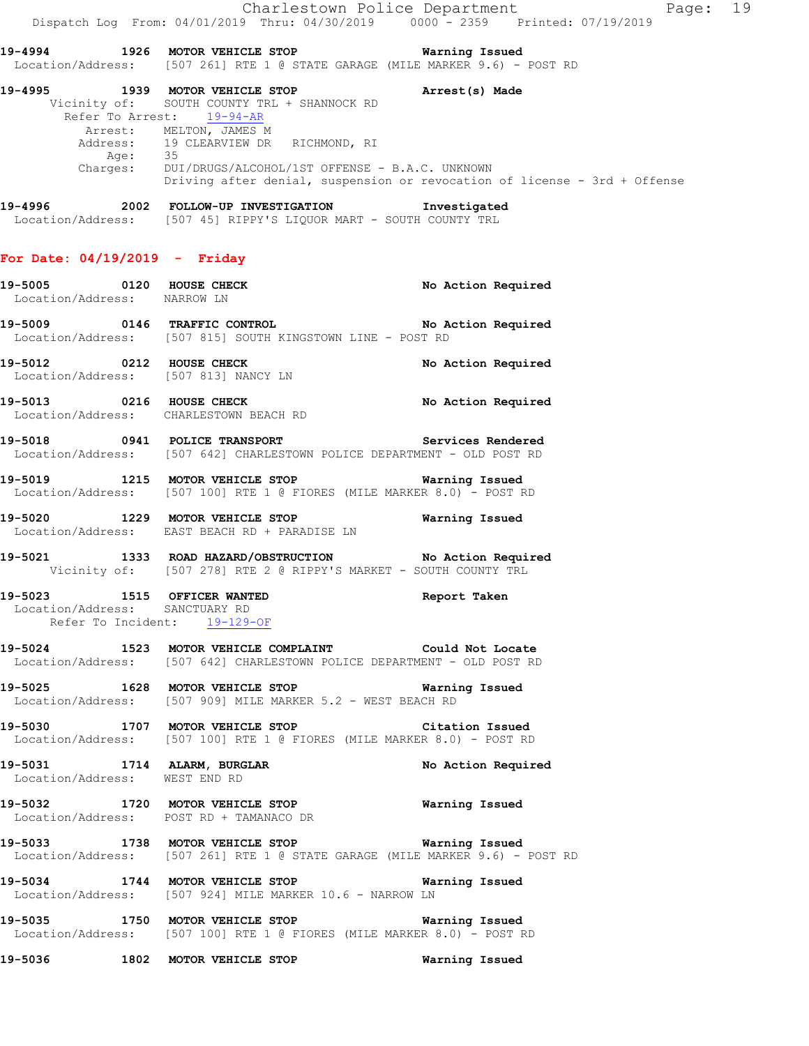**19-4994 1926 MOTOR VEHICLE STOP Warning Issued**
Location/Address: [507 261] RTE 1 @ STATE GARAGE (MILE MARKER 9.6) - POST RD

**19-4995 1939 MOTOR VEHICLE STOP Arrest(s) Made**
Vicinity of: SOUTH COUNTY TRL + SHANNOCK RD
Refer To Arrest: 19-94-AR
Arrest: MELTON, JAMES M
Address: 19 CLEARVIEW DR RICHMOND, RI
Age: 35
Charges: DUI/DRUGS/ALCOHOL/1ST OFFENSE - B.A.C. UNKNOWN
Driving after denial, suspension or revocation of license - 3rd + Offense

**19-4996 2002 FOLLOW-UP INVESTIGATION Investigated**
Location/Address: [507 45] RIPPY'S LIQUOR MART - SOUTH COUNTY TRL

## For Date: 04/19/2019 - Friday

**19-5005 0120 HOUSE CHECK No Action Required**
Location/Address: NARROW LN

**19-5009 0146 TRAFFIC CONTROL No Action Required**
Location/Address: [507 815] SOUTH KINGSTOWN LINE - POST RD

**19-5012 0212 HOUSE CHECK No Action Required**
Location/Address: [507 813] NANCY LN

**19-5013 0216 HOUSE CHECK No Action Required**
Location/Address: CHARLESTOWN BEACH RD

**19-5018 0941 POLICE TRANSPORT Services Rendered**
Location/Address: [507 642] CHARLESTOWN POLICE DEPARTMENT - OLD POST RD

**19-5019 1215 MOTOR VEHICLE STOP Warning Issued**
Location/Address: [507 100] RTE 1 @ FIORES (MILE MARKER 8.0) - POST RD

**19-5020 1229 MOTOR VEHICLE STOP Warning Issued**
Location/Address: EAST BEACH RD + PARADISE LN

**19-5021 1333 ROAD HAZARD/OBSTRUCTION No Action Required**
Vicinity of: [507 278] RTE 2 @ RIPPY'S MARKET - SOUTH COUNTY TRL

**19-5023 1515 OFFICER WANTED Report Taken**
Location/Address: SANCTUARY RD
Refer To Incident: 19-129-OF

**19-5024 1523 MOTOR VEHICLE COMPLAINT Could Not Locate**
Location/Address: [507 642] CHARLESTOWN POLICE DEPARTMENT - OLD POST RD

**19-5025 1628 MOTOR VEHICLE STOP Warning Issued**
Location/Address: [507 909] MILE MARKER 5.2 - WEST BEACH RD

**19-5030 1707 MOTOR VEHICLE STOP Citation Issued**
Location/Address: [507 100] RTE 1 @ FIORES (MILE MARKER 8.0) - POST RD

**19-5031 1714 ALARM, BURGLAR No Action Required**
Location/Address: WEST END RD

**19-5032 1720 MOTOR VEHICLE STOP Warning Issued**
Location/Address: POST RD + TAMANACO DR

**19-5033 1738 MOTOR VEHICLE STOP Warning Issued**
Location/Address: [507 261] RTE 1 @ STATE GARAGE (MILE MARKER 9.6) - POST RD

**19-5034 1744 MOTOR VEHICLE STOP Warning Issued**
Location/Address: [507 924] MILE MARKER 10.6 - NARROW LN

**19-5035 1750 MOTOR VEHICLE STOP Warning Issued**
Location/Address: [507 100] RTE 1 @ FIORES (MILE MARKER 8.0) - POST RD

**19-5036 1802 MOTOR VEHICLE STOP Warning Issued**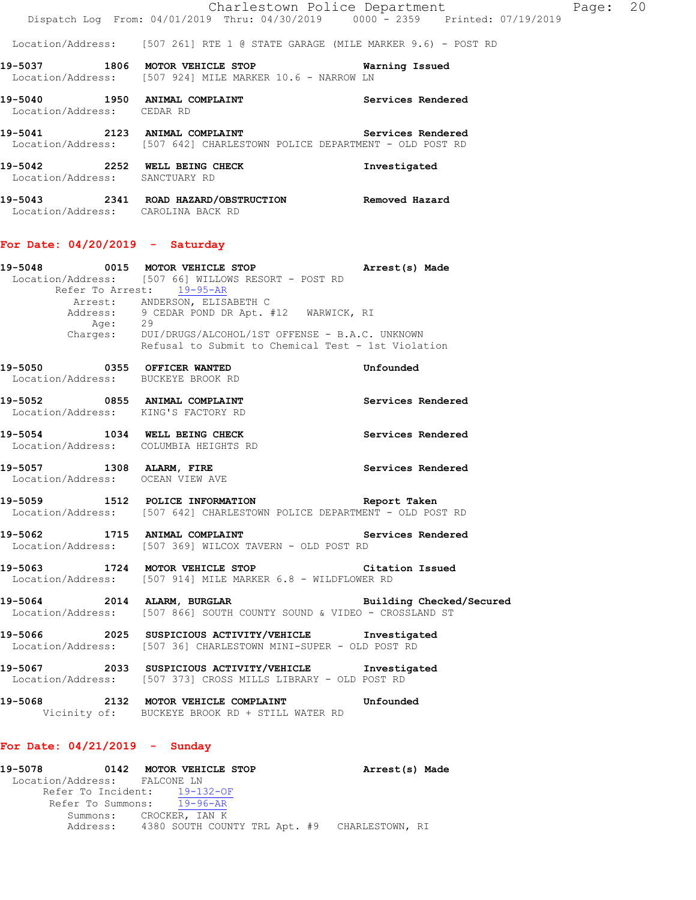Location/Address: [507 261] RTE 1 @ STATE GARAGE (MILE MARKER 9.6) - POST RD

**19-5037 1806 MOTOR VEHICLE STOP** **Warning Issued**
Location/Address: [507 924] MILE MARKER 10.6 - NARROW LN

**19-5040 1950 ANIMAL COMPLAINT** **Services Rendered**
Location/Address: CEDAR RD

**19-5041 2123 ANIMAL COMPLAINT** **Services Rendered**
Location/Address: [507 642] CHARLESTOWN POLICE DEPARTMENT - OLD POST RD

**19-5042 2252 WELL BEING CHECK** **Investigated**
Location/Address: SANCTUARY RD

**19-5043 2341 ROAD HAZARD/OBSTRUCTION** **Removed Hazard**
Location/Address: CAROLINA BACK RD

## For Date: 04/20/2019 - Saturday

**19-5048 0015 MOTOR VEHICLE STOP** **Arrest(s) Made**
Location/Address: [507 66] WILLOWS RESORT - POST RD
Refer To Arrest: 19-95-AR
Arrest: ANDERSON, ELISABETH C
Address: 9 CEDAR POND DR Apt. #12 WARWICK, RI
Age: 29
Charges: DUI/DRUGS/ALCOHOL/1ST OFFENSE - B.A.C. UNKNOWN
Refusal to Submit to Chemical Test - 1st Violation

**19-5050 0355 OFFICER WANTED** **Unfounded**
Location/Address: BUCKEYE BROOK RD

**19-5052 0855 ANIMAL COMPLAINT** **Services Rendered**
Location/Address: KING'S FACTORY RD

**19-5054 1034 WELL BEING CHECK** **Services Rendered**
Location/Address: COLUMBIA HEIGHTS RD

**19-5057 1308 ALARM, FIRE** **Services Rendered**
Location/Address: OCEAN VIEW AVE

**19-5059 1512 POLICE INFORMATION** **Report Taken**
Location/Address: [507 642] CHARLESTOWN POLICE DEPARTMENT - OLD POST RD

**19-5062 1715 ANIMAL COMPLAINT** **Services Rendered**
Location/Address: [507 369] WILCOX TAVERN - OLD POST RD

**19-5063 1724 MOTOR VEHICLE STOP** **Citation Issued**
Location/Address: [507 914] MILE MARKER 6.8 - WILDFLOWER RD

**19-5064 2014 ALARM, BURGLAR** **Building Checked/Secured**
Location/Address: [507 866] SOUTH COUNTY SOUND & VIDEO - CROSSLAND ST

**19-5066 2025 SUSPICIOUS ACTIVITY/VEHICLE** **Investigated**
Location/Address: [507 36] CHARLESTOWN MINI-SUPER - OLD POST RD

**19-5067 2033 SUSPICIOUS ACTIVITY/VEHICLE** **Investigated**
Location/Address: [507 373] CROSS MILLS LIBRARY - OLD POST RD

**19-5068 2132 MOTOR VEHICLE COMPLAINT** **Unfounded**
Vicinity of: BUCKEYE BROOK RD + STILL WATER RD

## For Date: 04/21/2019 - Sunday

**19-5078 0142 MOTOR VEHICLE STOP** **Arrest(s) Made**
Location/Address: FALCONE LN
Refer To Incident: 19-132-OF
Refer To Summons: 19-96-AR
Summons: CROCKER, IAN K
Address: 4380 SOUTH COUNTY TRL Apt. #9 CHARLESTOWN, RI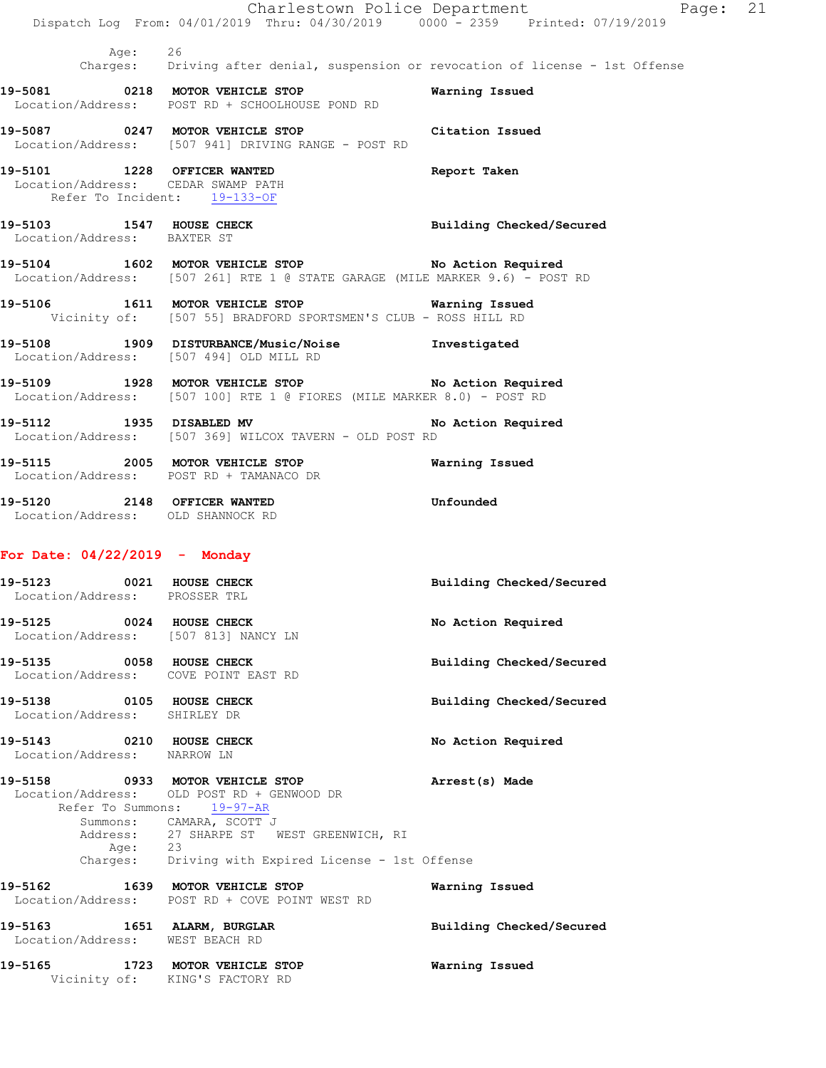Age: 26
Charges: Driving after denial, suspension or revocation of license - 1st Offense

**19-5081 0218 MOTOR VEHICLE STOP** — **Warning Issued**
Location/Address: POST RD + SCHOOLHOUSE POND RD

**19-5087 0247 MOTOR VEHICLE STOP** — **Citation Issued**
Location/Address: [507 941] DRIVING RANGE - POST RD

**19-5101 1228 OFFICER WANTED** — **Report Taken**
Location/Address: CEDAR SWAMP PATH
Refer To Incident: 19-133-OF

**19-5103 1547 HOUSE CHECK** — **Building Checked/Secured**
Location/Address: BAXTER ST

**19-5104 1602 MOTOR VEHICLE STOP** — **No Action Required**
Location/Address: [507 261] RTE 1 @ STATE GARAGE (MILE MARKER 9.6) - POST RD

**19-5106 1611 MOTOR VEHICLE STOP** — **Warning Issued**
Vicinity of: [507 55] BRADFORD SPORTSMEN'S CLUB - ROSS HILL RD

**19-5108 1909 DISTURBANCE/Music/Noise** — **Investigated**
Location/Address: [507 494] OLD MILL RD

**19-5109 1928 MOTOR VEHICLE STOP** — **No Action Required**
Location/Address: [507 100] RTE 1 @ FIORES (MILE MARKER 8.0) - POST RD

**19-5112 1935 DISABLED MV** — **No Action Required**
Location/Address: [507 369] WILCOX TAVERN - OLD POST RD

**19-5115 2005 MOTOR VEHICLE STOP** — **Warning Issued**
Location/Address: POST RD + TAMANACO DR

**19-5120 2148 OFFICER WANTED** — **Unfounded**
Location/Address: OLD SHANNOCK RD

## For Date: 04/22/2019 - Monday

**19-5123 0021 HOUSE CHECK** — **Building Checked/Secured**
Location/Address: PROSSER TRL

**19-5125 0024 HOUSE CHECK** — **No Action Required**
Location/Address: [507 813] NANCY LN

**19-5135 0058 HOUSE CHECK** — **Building Checked/Secured**
Location/Address: COVE POINT EAST RD

**19-5138 0105 HOUSE CHECK** — **Building Checked/Secured**
Location/Address: SHIRLEY DR

**19-5143 0210 HOUSE CHECK** — **No Action Required**
Location/Address: NARROW LN

**19-5158 0933 MOTOR VEHICLE STOP** — **Arrest(s) Made**
Location/Address: OLD POST RD + GENWOOD DR
Refer To Summons: 19-97-AR
Summons: CAMARA, SCOTT J
Address: 27 SHARPE ST WEST GREENWICH, RI
Age: 23
Charges: Driving with Expired License - 1st Offense

**19-5162 1639 MOTOR VEHICLE STOP** — **Warning Issued**
Location/Address: POST RD + COVE POINT WEST RD

**19-5163 1651 ALARM, BURGLAR** — **Building Checked/Secured**
Location/Address: WEST BEACH RD

**19-5165 1723 MOTOR VEHICLE STOP** — **Warning Issued**
Vicinity of: KING'S FACTORY RD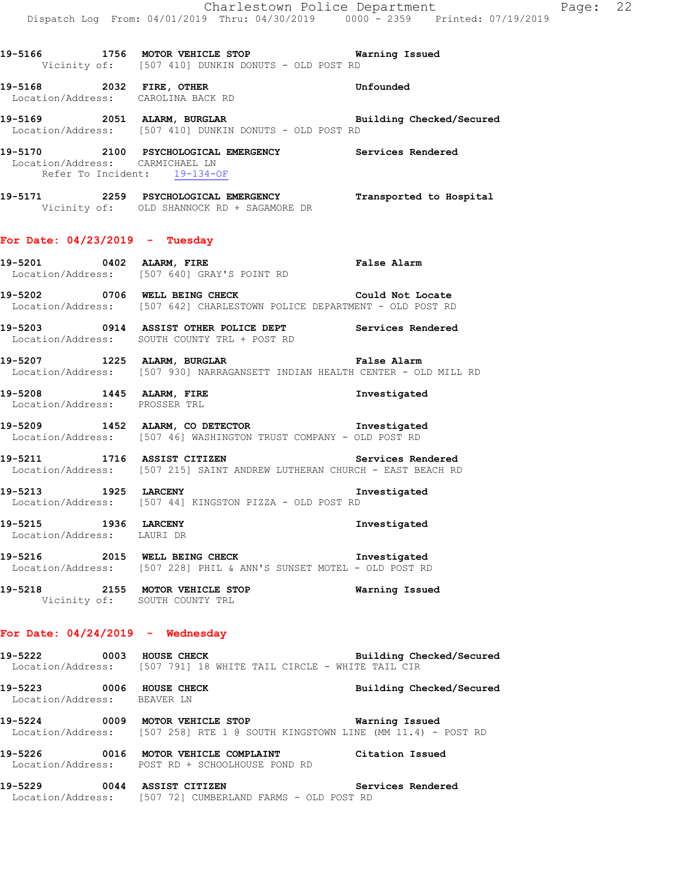19-5166 1756 **MOTOR VEHICLE STOP** **Warning Issued**
Vicinity of: [507 410] DUNKIN DONUTS - OLD POST RD

19-5168 2032 **FIRE, OTHER** **Unfounded**
Location/Address: CAROLINA BACK RD

19-5169 2051 **ALARM, BURGLAR** **Building Checked/Secured**
Location/Address: [507 410] DUNKIN DONUTS - OLD POST RD

19-5170 2100 **PSYCHOLOGICAL EMERGENCY** **Services Rendered**
Location/Address: CARMICHAEL LN
Refer To Incident: 19-134-OF

19-5171 2259 **PSYCHOLOGICAL EMERGENCY** **Transported to Hospital**
Vicinity of: OLD SHANNOCK RD + SAGAMORE DR

## For Date: 04/23/2019 - Tuesday

19-5201 0402 **ALARM, FIRE** **False Alarm**
Location/Address: [507 640] GRAY'S POINT RD

19-5202 0706 **WELL BEING CHECK** **Could Not Locate**
Location/Address: [507 642] CHARLESTOWN POLICE DEPARTMENT - OLD POST RD

19-5203 0914 **ASSIST OTHER POLICE DEPT** **Services Rendered**
Location/Address: SOUTH COUNTY TRL + POST RD

19-5207 1225 **ALARM, BURGLAR** **False Alarm**
Location/Address: [507 930] NARRAGANSETT INDIAN HEALTH CENTER - OLD MILL RD

19-5208 1445 **ALARM, FIRE** **Investigated**
Location/Address: PROSSER TRL

19-5209 1452 **ALARM, CO DETECTOR** **Investigated**
Location/Address: [507 46] WASHINGTON TRUST COMPANY - OLD POST RD

19-5211 1716 **ASSIST CITIZEN** **Services Rendered**
Location/Address: [507 215] SAINT ANDREW LUTHERAN CHURCH - EAST BEACH RD

19-5213 1925 **LARCENY** **Investigated**
Location/Address: [507 44] KINGSTON PIZZA - OLD POST RD

19-5215 1936 **LARCENY** **Investigated**
Location/Address: LAURI DR

19-5216 2015 **WELL BEING CHECK** **Investigated**
Location/Address: [507 228] PHIL & ANN'S SUNSET MOTEL - OLD POST RD

19-5218 2155 **MOTOR VEHICLE STOP** **Warning Issued**
Vicinity of: SOUTH COUNTY TRL

## For Date: 04/24/2019 - Wednesday

19-5222 0003 **HOUSE CHECK** **Building Checked/Secured**
Location/Address: [507 791] 18 WHITE TAIL CIRCLE - WHITE TAIL CIR

19-5223 0006 **HOUSE CHECK** **Building Checked/Secured**
Location/Address: BEAVER LN

19-5224 0009 **MOTOR VEHICLE STOP** **Warning Issued**
Location/Address: [507 258] RTE 1 @ SOUTH KINGSTOWN LINE (MM 11.4) - POST RD

19-5226 0016 **MOTOR VEHICLE COMPLAINT** **Citation Issued**
Location/Address: POST RD + SCHOOLHOUSE POND RD

19-5229 0044 **ASSIST CITIZEN** **Services Rendered**
Location/Address: [507 72] CUMBERLAND FARMS - OLD POST RD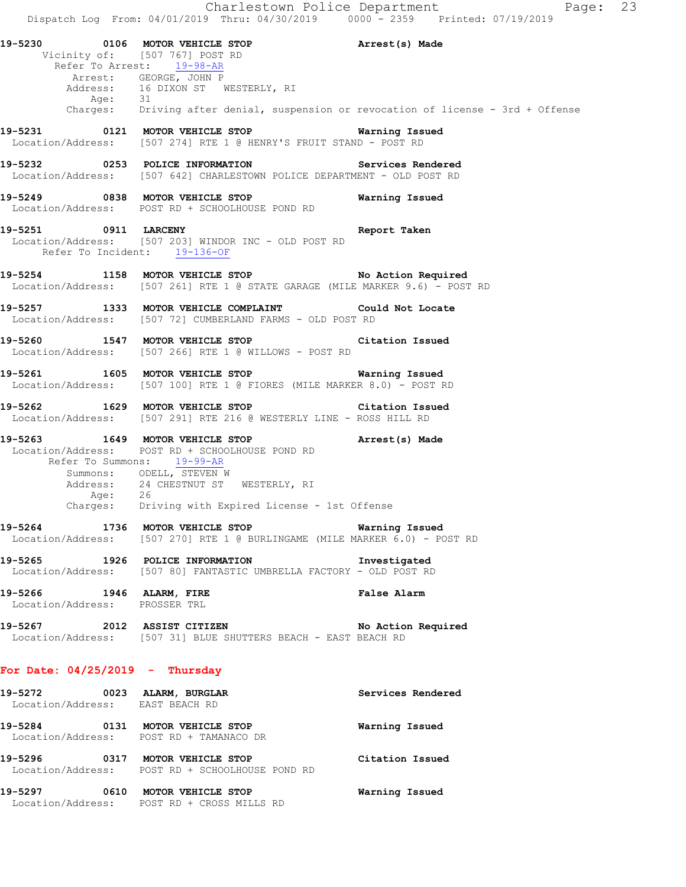19-5230 0106 **MOTOR VEHICLE STOP** **Arrest(s) Made**
Vicinity of: [507 767] POST RD
Refer To Arrest: 19-98-AR
Arrest: GEORGE, JOHN P
Address: 16 DIXON ST WESTERLY, RI
Age: 31
Charges: Driving after denial, suspension or revocation of license - 3rd + Offense

19-5231 0121 **MOTOR VEHICLE STOP** **Warning Issued**
Location/Address: [507 274] RTE 1 @ HENRY'S FRUIT STAND - POST RD

19-5232 0253 **POLICE INFORMATION** **Services Rendered**
Location/Address: [507 642] CHARLESTOWN POLICE DEPARTMENT - OLD POST RD

19-5249 0838 **MOTOR VEHICLE STOP** **Warning Issued**
Location/Address: POST RD + SCHOOLHOUSE POND RD

19-5251 0911 **LARCENY** **Report Taken**
Location/Address: [507 203] WINDOR INC - OLD POST RD
Refer To Incident: 19-136-OF

19-5254 1158 **MOTOR VEHICLE STOP** **No Action Required**
Location/Address: [507 261] RTE 1 @ STATE GARAGE (MILE MARKER 9.6) - POST RD

19-5257 1333 **MOTOR VEHICLE COMPLAINT** **Could Not Locate**
Location/Address: [507 72] CUMBERLAND FARMS - OLD POST RD

19-5260 1547 **MOTOR VEHICLE STOP** **Citation Issued**
Location/Address: [507 266] RTE 1 @ WILLOWS - POST RD

19-5261 1605 **MOTOR VEHICLE STOP** **Warning Issued**
Location/Address: [507 100] RTE 1 @ FIORES (MILE MARKER 8.0) - POST RD

19-5262 1629 **MOTOR VEHICLE STOP** **Citation Issued**
Location/Address: [507 291] RTE 216 @ WESTERLY LINE - ROSS HILL RD

19-5263 1649 **MOTOR VEHICLE STOP** **Arrest(s) Made**
Location/Address: POST RD + SCHOOLHOUSE POND RD
Refer To Summons: 19-99-AR
Summons: ODELL, STEVEN W
Address: 24 CHESTNUT ST WESTERLY, RI
Age: 26
Charges: Driving with Expired License - 1st Offense

19-5264 1736 **MOTOR VEHICLE STOP** **Warning Issued**
Location/Address: [507 270] RTE 1 @ BURLINGAME (MILE MARKER 6.0) - POST RD

19-5265 1926 **POLICE INFORMATION** **Investigated**
Location/Address: [507 80] FANTASTIC UMBRELLA FACTORY - OLD POST RD

19-5266 1946 **ALARM, FIRE** **False Alarm**
Location/Address: PROSSER TRL

19-5267 2012 **ASSIST CITIZEN** **No Action Required**
Location/Address: [507 31] BLUE SHUTTERS BEACH - EAST BEACH RD

## For Date: 04/25/2019 - Thursday

19-5272 0023 **ALARM, BURGLAR** **Services Rendered**
Location/Address: EAST BEACH RD

19-5284 0131 **MOTOR VEHICLE STOP** **Warning Issued**
Location/Address: POST RD + TAMANACO DR

19-5296 0317 **MOTOR VEHICLE STOP** **Citation Issued**
Location/Address: POST RD + SCHOOLHOUSE POND RD

19-5297 0610 **MOTOR VEHICLE STOP** **Warning Issued**
Location/Address: POST RD + CROSS MILLS RD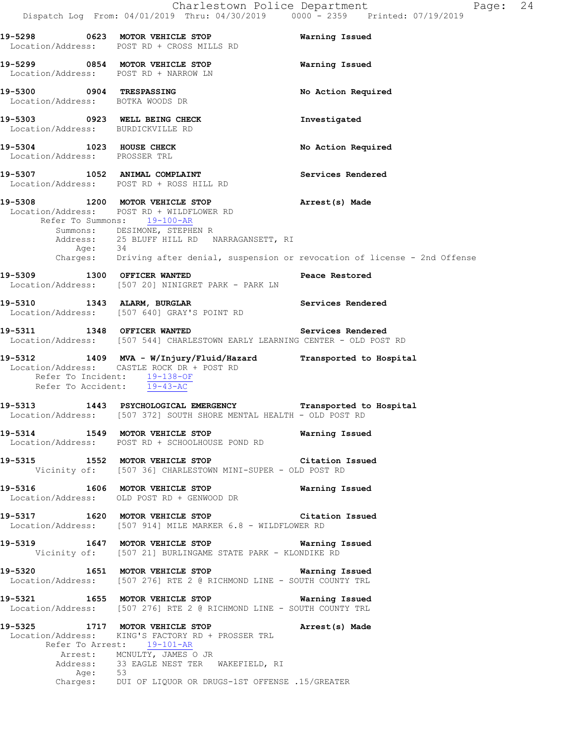19-5298 0623 MOTOR VEHICLE STOP Warning Issued
Location/Address: POST RD + CROSS MILLS RD

19-5299 0854 MOTOR VEHICLE STOP Warning Issued
Location/Address: POST RD + NARROW LN

19-5300 0904 TRESPASSING No Action Required
Location/Address: BOTKA WOODS DR

19-5303 0923 WELL BEING CHECK Investigated
Location/Address: BURDICKVILLE RD

19-5304 1023 HOUSE CHECK No Action Required
Location/Address: PROSSER TRL

19-5307 1052 ANIMAL COMPLAINT Services Rendered
Location/Address: POST RD + ROSS HILL RD

19-5308 1200 MOTOR VEHICLE STOP Arrest(s) Made
Location/Address: POST RD + WILDFLOWER RD
Refer To Summons: 19-100-AR
Summons: DESIMONE, STEPHEN R
Address: 25 BLUFF HILL RD NARRAGANSETT, RI
Age: 34
Charges: Driving after denial, suspension or revocation of license - 2nd Offense

19-5309 1300 OFFICER WANTED Peace Restored
Location/Address: [507 20] NINIGRET PARK - PARK LN

19-5310 1343 ALARM, BURGLAR Services Rendered
Location/Address: [507 640] GRAY'S POINT RD

19-5311 1348 OFFICER WANTED Services Rendered
Location/Address: [507 544] CHARLESTOWN EARLY LEARNING CENTER - OLD POST RD

19-5312 1409 MVA - W/Injury/Fluid/Hazard Transported to Hospital
Location/Address: CASTLE ROCK DR + POST RD
Refer To Incident: 19-138-OF
Refer To Accident: 19-43-AC

19-5313 1443 PSYCHOLOGICAL EMERGENCY Transported to Hospital
Location/Address: [507 372] SOUTH SHORE MENTAL HEALTH - OLD POST RD

19-5314 1549 MOTOR VEHICLE STOP Warning Issued
Location/Address: POST RD + SCHOOLHOUSE POND RD

19-5315 1552 MOTOR VEHICLE STOP Citation Issued
Vicinity of: [507 36] CHARLESTOWN MINI-SUPER - OLD POST RD

19-5316 1606 MOTOR VEHICLE STOP Warning Issued
Location/Address: OLD POST RD + GENWOOD DR

19-5317 1620 MOTOR VEHICLE STOP Citation Issued
Location/Address: [507 914] MILE MARKER 6.8 - WILDFLOWER RD

19-5319 1647 MOTOR VEHICLE STOP Warning Issued
Vicinity of: [507 21] BURLINGAME STATE PARK - KLONDIKE RD

19-5320 1651 MOTOR VEHICLE STOP Warning Issued
Location/Address: [507 276] RTE 2 @ RICHMOND LINE - SOUTH COUNTY TRL

19-5321 1655 MOTOR VEHICLE STOP Warning Issued
Location/Address: [507 276] RTE 2 @ RICHMOND LINE - SOUTH COUNTY TRL

19-5325 1717 MOTOR VEHICLE STOP Arrest(s) Made
Location/Address: KING'S FACTORY RD + PROSSER TRL
Refer To Arrest: 19-101-AR
Arrest: MCNULTY, JAMES O JR
Address: 33 EAGLE NEST TER WAKEFIELD, RI
Age: 53
Charges: DUI OF LIQUOR OR DRUGS-1ST OFFENSE .15/GREATER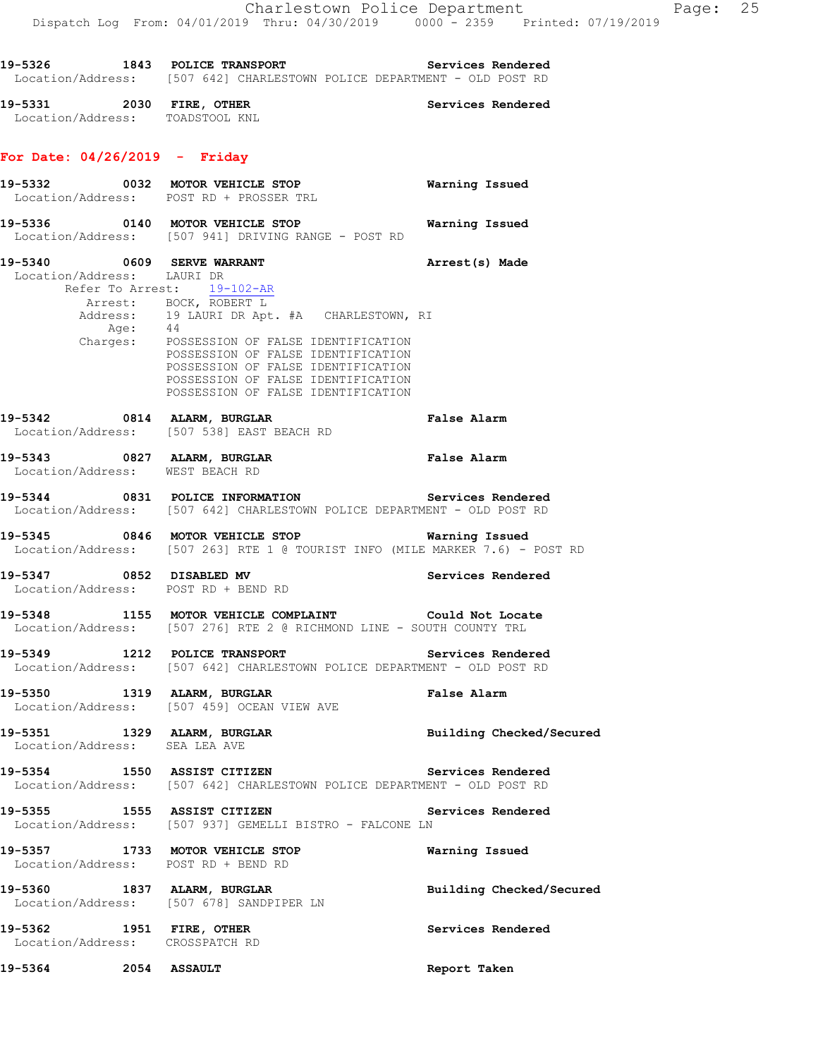**19-5326 1843 POLICE TRANSPORT** Services Rendered
Location/Address: [507 642] CHARLESTOWN POLICE DEPARTMENT - OLD POST RD

**19-5331 2030 FIRE, OTHER** Services Rendered
Location/Address: TOADSTOOL KNL

## For Date: 04/26/2019 - Friday

**19-5332 0032 MOTOR VEHICLE STOP** Warning Issued
Location/Address: POST RD + PROSSER TRL

**19-5336 0140 MOTOR VEHICLE STOP** Warning Issued
Location/Address: [507 941] DRIVING RANGE - POST RD

**19-5340 0609 SERVE WARRANT** Arrest(s) Made
Location/Address: LAURI DR
Refer To Arrest: 19-102-AR
Arrest: BOCK, ROBERT L
Address: 19 LAURI DR Apt. #A CHARLESTOWN, RI
Age: 44
Charges: POSSESSION OF FALSE IDENTIFICATION
POSSESSION OF FALSE IDENTIFICATION
POSSESSION OF FALSE IDENTIFICATION
POSSESSION OF FALSE IDENTIFICATION
POSSESSION OF FALSE IDENTIFICATION

**19-5342 0814 ALARM, BURGLAR** False Alarm
Location/Address: [507 538] EAST BEACH RD

**19-5343 0827 ALARM, BURGLAR** False Alarm
Location/Address: WEST BEACH RD

**19-5344 0831 POLICE INFORMATION** Services Rendered
Location/Address: [507 642] CHARLESTOWN POLICE DEPARTMENT - OLD POST RD

**19-5345 0846 MOTOR VEHICLE STOP** Warning Issued
Location/Address: [507 263] RTE 1 @ TOURIST INFO (MILE MARKER 7.6) - POST RD

**19-5347 0852 DISABLED MV** Services Rendered
Location/Address: POST RD + BEND RD

**19-5348 1155 MOTOR VEHICLE COMPLAINT** Could Not Locate
Location/Address: [507 276] RTE 2 @ RICHMOND LINE - SOUTH COUNTY TRL

**19-5349 1212 POLICE TRANSPORT** Services Rendered
Location/Address: [507 642] CHARLESTOWN POLICE DEPARTMENT - OLD POST RD

**19-5350 1319 ALARM, BURGLAR** False Alarm
Location/Address: [507 459] OCEAN VIEW AVE

**19-5351 1329 ALARM, BURGLAR** Building Checked/Secured
Location/Address: SEA LEA AVE

**19-5354 1550 ASSIST CITIZEN** Services Rendered
Location/Address: [507 642] CHARLESTOWN POLICE DEPARTMENT - OLD POST RD

**19-5355 1555 ASSIST CITIZEN** Services Rendered
Location/Address: [507 937] GEMELLI BISTRO - FALCONE LN

**19-5357 1733 MOTOR VEHICLE STOP** Warning Issued
Location/Address: POST RD + BEND RD

**19-5360 1837 ALARM, BURGLAR** Building Checked/Secured
Location/Address: [507 678] SANDPIPER LN

**19-5362 1951 FIRE, OTHER** Services Rendered
Location/Address: CROSSPATCH RD

**19-5364 2054 ASSAULT** Report Taken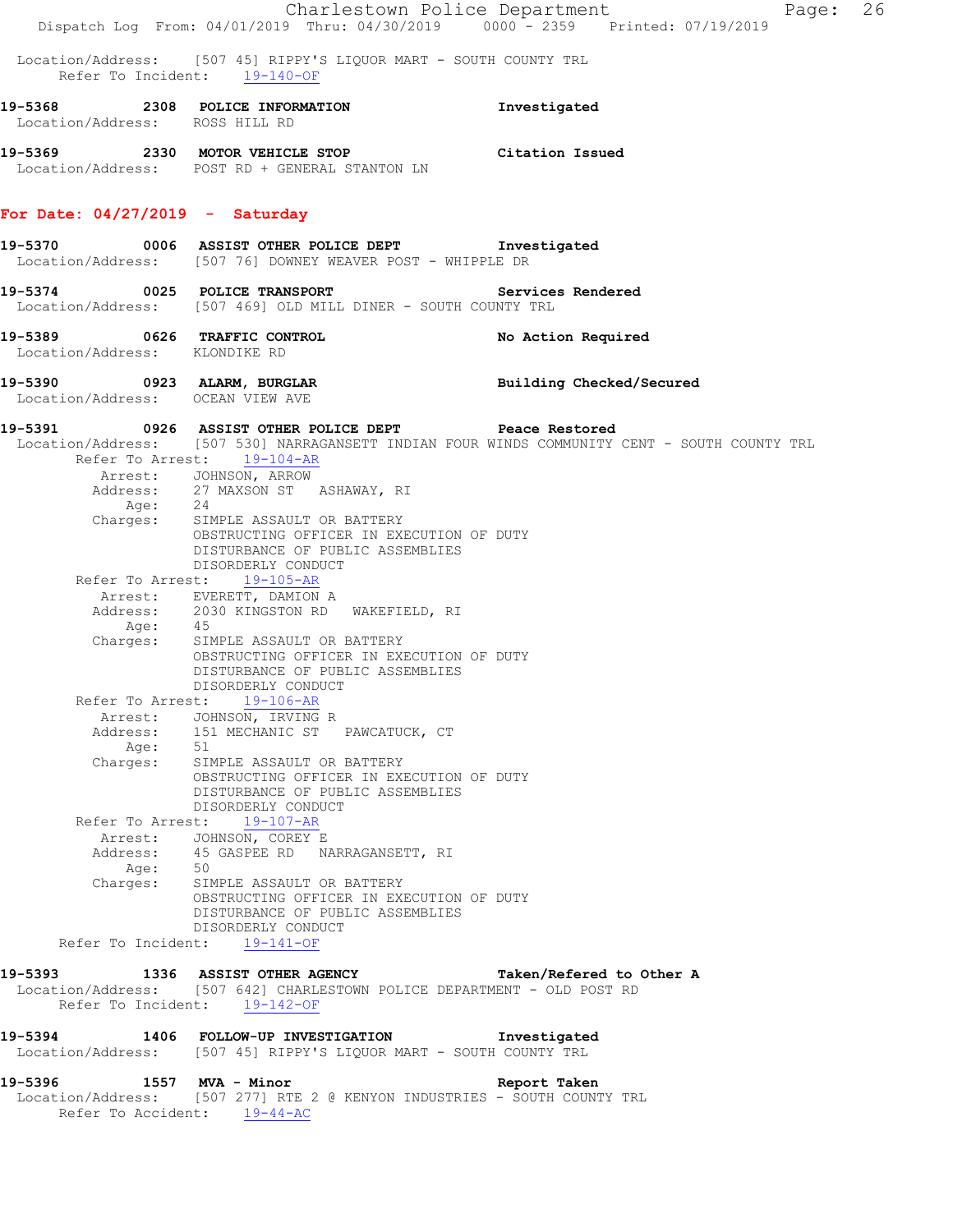Location/Address: [507 45] RIPPY'S LIQUOR MART - SOUTH COUNTY TRL
Refer To Incident: 19-140-OF

**19-5368 2308 POLICE INFORMATION** **Investigated**
Location/Address: ROSS HILL RD

**19-5369 2330 MOTOR VEHICLE STOP** **Citation Issued**
Location/Address: POST RD + GENERAL STANTON LN

## For Date: 04/27/2019 - Saturday

**19-5370 0006 ASSIST OTHER POLICE DEPT** **Investigated**
Location/Address: [507 76] DOWNEY WEAVER POST - WHIPPLE DR

**19-5374 0025 POLICE TRANSPORT** **Services Rendered**
Location/Address: [507 469] OLD MILL DINER - SOUTH COUNTY TRL

**19-5389 0626 TRAFFIC CONTROL** **No Action Required**
Location/Address: KLONDIKE RD

**19-5390 0923 ALARM, BURGLAR** **Building Checked/Secured**
Location/Address: OCEAN VIEW AVE

**19-5391 0926 ASSIST OTHER POLICE DEPT** **Peace Restored**
Location/Address: [507 530] NARRAGANSETT INDIAN FOUR WINDS COMMUNITY CENT - SOUTH COUNTY TRL

Refer To Arrest: 19-104-AR
Arrest: JOHNSON, ARROW
Address: 27 MAXSON ST ASHAWAY, RI
Age: 24
Charges: SIMPLE ASSAULT OR BATTERY
OBSTRUCTING OFFICER IN EXECUTION OF DUTY
DISTURBANCE OF PUBLIC ASSEMBLIES
DISORDERLY CONDUCT

Refer To Arrest: 19-105-AR
Arrest: EVERETT, DAMION A
Address: 2030 KINGSTON RD WAKEFIELD, RI
Age: 45
Charges: SIMPLE ASSAULT OR BATTERY
OBSTRUCTING OFFICER IN EXECUTION OF DUTY
DISTURBANCE OF PUBLIC ASSEMBLIES
DISORDERLY CONDUCT

Refer To Arrest: 19-106-AR
Arrest: JOHNSON, IRVING R
Address: 151 MECHANIC ST PAWCATUCK, CT
Age: 51
Charges: SIMPLE ASSAULT OR BATTERY
OBSTRUCTING OFFICER IN EXECUTION OF DUTY
DISTURBANCE OF PUBLIC ASSEMBLIES
DISORDERLY CONDUCT

Refer To Arrest: 19-107-AR
Arrest: JOHNSON, COREY E
Address: 45 GASPEE RD NARRAGANSETT, RI
Age: 50
Charges: SIMPLE ASSAULT OR BATTERY
OBSTRUCTING OFFICER IN EXECUTION OF DUTY
DISTURBANCE OF PUBLIC ASSEMBLIES
DISORDERLY CONDUCT

Refer To Incident: 19-141-OF

**19-5393 1336 ASSIST OTHER AGENCY** **Taken/Refered to Other A**
Location/Address: [507 642] CHARLESTOWN POLICE DEPARTMENT - OLD POST RD
Refer To Incident: 19-142-OF

**19-5394 1406 FOLLOW-UP INVESTIGATION** **Investigated**
Location/Address: [507 45] RIPPY'S LIQUOR MART - SOUTH COUNTY TRL

**19-5396 1557 MVA - Minor** **Report Taken**
Location/Address: [507 277] RTE 2 @ KENYON INDUSTRIES - SOUTH COUNTY TRL
Refer To Accident: 19-44-AC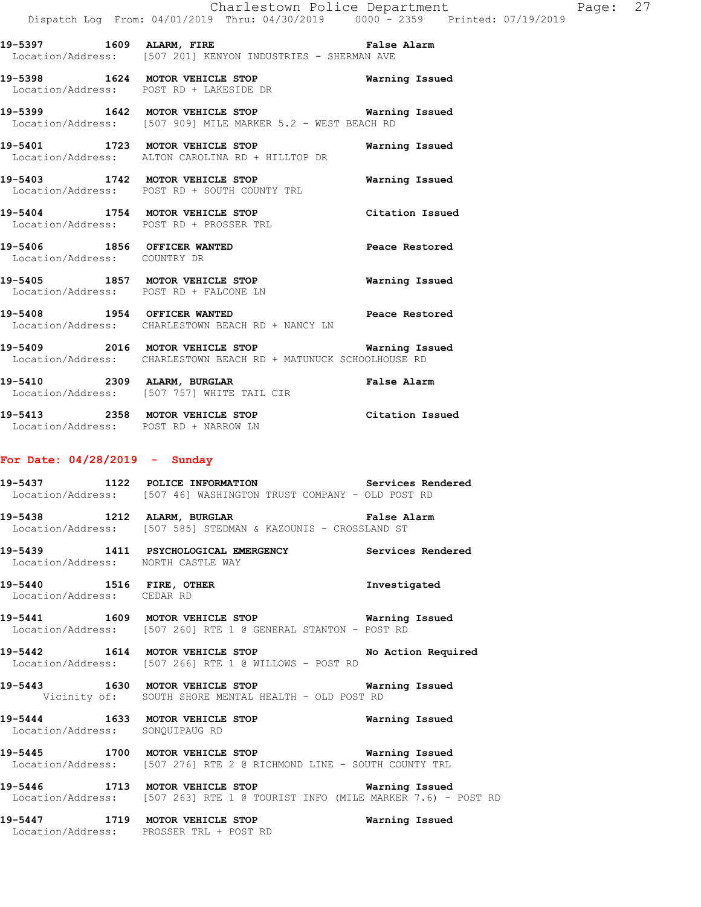**19-5397 1609 ALARM, FIRE** False Alarm
Location/Address: [507 201] KENYON INDUSTRIES - SHERMAN AVE

**19-5398 1624 MOTOR VEHICLE STOP** Warning Issued
Location/Address: POST RD + LAKESIDE DR

**19-5399 1642 MOTOR VEHICLE STOP** Warning Issued
Location/Address: [507 909] MILE MARKER 5.2 - WEST BEACH RD

**19-5401 1723 MOTOR VEHICLE STOP** Warning Issued
Location/Address: ALTON CAROLINA RD + HILLTOP DR

**19-5403 1742 MOTOR VEHICLE STOP** Warning Issued
Location/Address: POST RD + SOUTH COUNTY TRL

**19-5404 1754 MOTOR VEHICLE STOP** Citation Issued
Location/Address: POST RD + PROSSER TRL

**19-5406 1856 OFFICER WANTED** Peace Restored
Location/Address: COUNTRY DR

**19-5405 1857 MOTOR VEHICLE STOP** Warning Issued
Location/Address: POST RD + FALCONE LN

**19-5408 1954 OFFICER WANTED** Peace Restored
Location/Address: CHARLESTOWN BEACH RD + NANCY LN

**19-5409 2016 MOTOR VEHICLE STOP** Warning Issued
Location/Address: CHARLESTOWN BEACH RD + MATUNUCK SCHOOLHOUSE RD

**19-5410 2309 ALARM, BURGLAR** False Alarm
Location/Address: [507 757] WHITE TAIL CIR

**19-5413 2358 MOTOR VEHICLE STOP** Citation Issued
Location/Address: POST RD + NARROW LN

## For Date: 04/28/2019 - Sunday

**19-5437 1122 POLICE INFORMATION** Services Rendered
Location/Address: [507 46] WASHINGTON TRUST COMPANY - OLD POST RD

**19-5438 1212 ALARM, BURGLAR** False Alarm
Location/Address: [507 585] STEDMAN & KAZOUNIS - CROSSLAND ST

**19-5439 1411 PSYCHOLOGICAL EMERGENCY** Services Rendered
Location/Address: NORTH CASTLE WAY

**19-5440 1516 FIRE, OTHER** Investigated
Location/Address: CEDAR RD

**19-5441 1609 MOTOR VEHICLE STOP** Warning Issued
Location/Address: [507 260] RTE 1 @ GENERAL STANTON - POST RD

**19-5442 1614 MOTOR VEHICLE STOP** No Action Required
Location/Address: [507 266] RTE 1 @ WILLOWS - POST RD

**19-5443 1630 MOTOR VEHICLE STOP** Warning Issued
Vicinity of: SOUTH SHORE MENTAL HEALTH - OLD POST RD

**19-5444 1633 MOTOR VEHICLE STOP** Warning Issued
Location/Address: SONQUIPAUG RD

**19-5445 1700 MOTOR VEHICLE STOP** Warning Issued
Location/Address: [507 276] RTE 2 @ RICHMOND LINE - SOUTH COUNTY TRL

**19-5446 1713 MOTOR VEHICLE STOP** Warning Issued
Location/Address: [507 263] RTE 1 @ TOURIST INFO (MILE MARKER 7.6) - POST RD

**19-5447 1719 MOTOR VEHICLE STOP** Warning Issued
Location/Address: PROSSER TRL + POST RD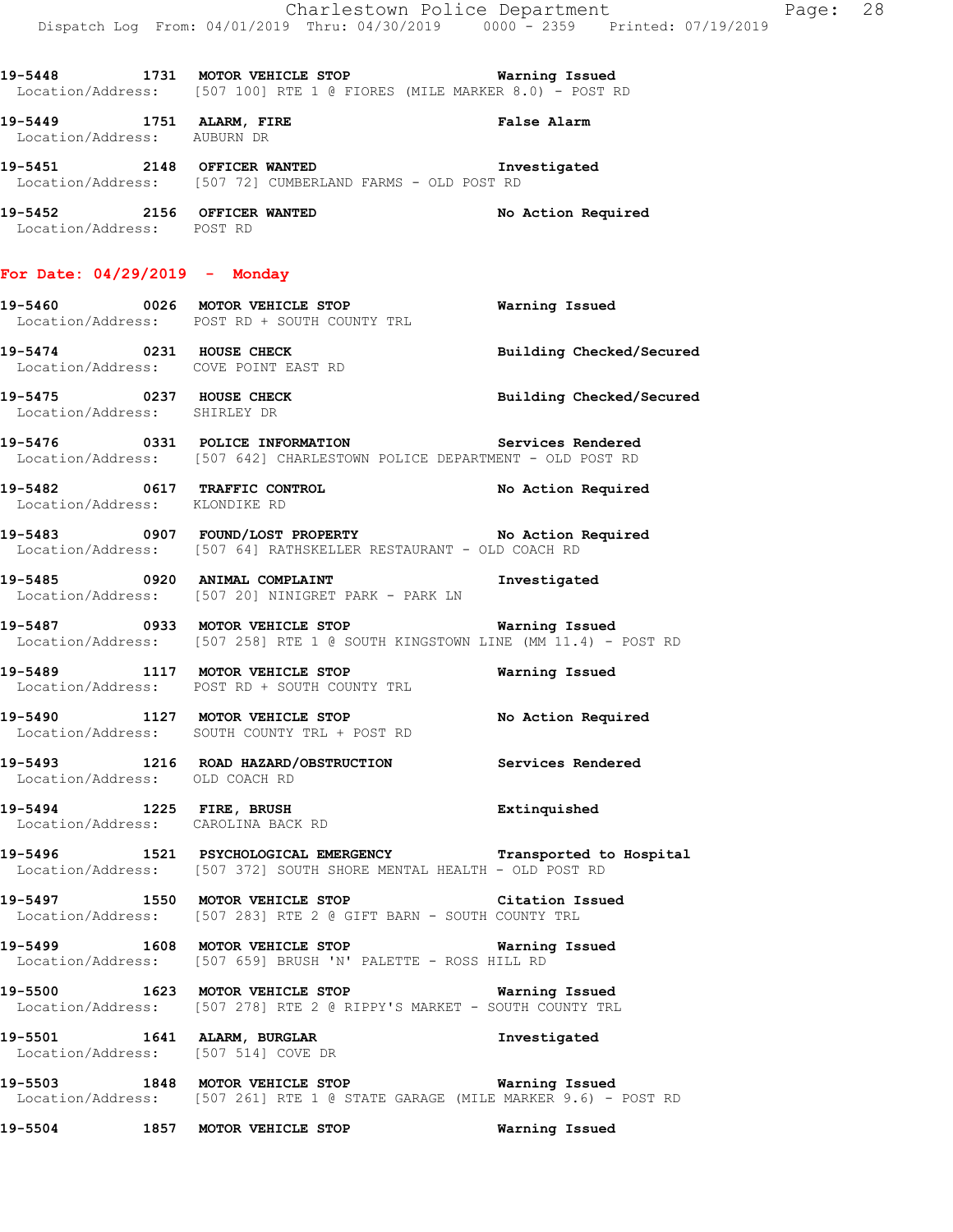19-5448 1731 MOTOR VEHICLE STOP Warning Issued
Location/Address: [507 100] RTE 1 @ FIORES (MILE MARKER 8.0) - POST RD

19-5449 1751 ALARM, FIRE False Alarm
Location/Address: AUBURN DR

19-5451 2148 OFFICER WANTED Investigated
Location/Address: [507 72] CUMBERLAND FARMS - OLD POST RD

19-5452 2156 OFFICER WANTED No Action Required
Location/Address: POST RD

## For Date: 04/29/2019 - Monday

19-5460 0026 MOTOR VEHICLE STOP Warning Issued
Location/Address: POST RD + SOUTH COUNTY TRL

19-5474 0231 HOUSE CHECK Building Checked/Secured
Location/Address: COVE POINT EAST RD

19-5475 0237 HOUSE CHECK Building Checked/Secured
Location/Address: SHIRLEY DR

19-5476 0331 POLICE INFORMATION Services Rendered
Location/Address: [507 642] CHARLESTOWN POLICE DEPARTMENT - OLD POST RD

19-5482 0617 TRAFFIC CONTROL No Action Required
Location/Address: KLONDIKE RD

19-5483 0907 FOUND/LOST PROPERTY No Action Required
Location/Address: [507 64] RATHSKELLER RESTAURANT - OLD COACH RD

19-5485 0920 ANIMAL COMPLAINT Investigated
Location/Address: [507 20] NINIGRET PARK - PARK LN

19-5487 0933 MOTOR VEHICLE STOP Warning Issued
Location/Address: [507 258] RTE 1 @ SOUTH KINGSTOWN LINE (MM 11.4) - POST RD

19-5489 1117 MOTOR VEHICLE STOP Warning Issued
Location/Address: POST RD + SOUTH COUNTY TRL

19-5490 1127 MOTOR VEHICLE STOP No Action Required
Location/Address: SOUTH COUNTY TRL + POST RD

19-5493 1216 ROAD HAZARD/OBSTRUCTION Services Rendered
Location/Address: OLD COACH RD

19-5494 1225 FIRE, BRUSH Extinquished
Location/Address: CAROLINA BACK RD

19-5496 1521 PSYCHOLOGICAL EMERGENCY Transported to Hospital
Location/Address: [507 372] SOUTH SHORE MENTAL HEALTH - OLD POST RD

19-5497 1550 MOTOR VEHICLE STOP Citation Issued
Location/Address: [507 283] RTE 2 @ GIFT BARN - SOUTH COUNTY TRL

19-5499 1608 MOTOR VEHICLE STOP Warning Issued
Location/Address: [507 659] BRUSH 'N' PALETTE - ROSS HILL RD

19-5500 1623 MOTOR VEHICLE STOP Warning Issued
Location/Address: [507 278] RTE 2 @ RIPPY'S MARKET - SOUTH COUNTY TRL

19-5501 1641 ALARM, BURGLAR Investigated
Location/Address: [507 514] COVE DR

19-5503 1848 MOTOR VEHICLE STOP Warning Issued
Location/Address: [507 261] RTE 1 @ STATE GARAGE (MILE MARKER 9.6) - POST RD

19-5504 1857 MOTOR VEHICLE STOP Warning Issued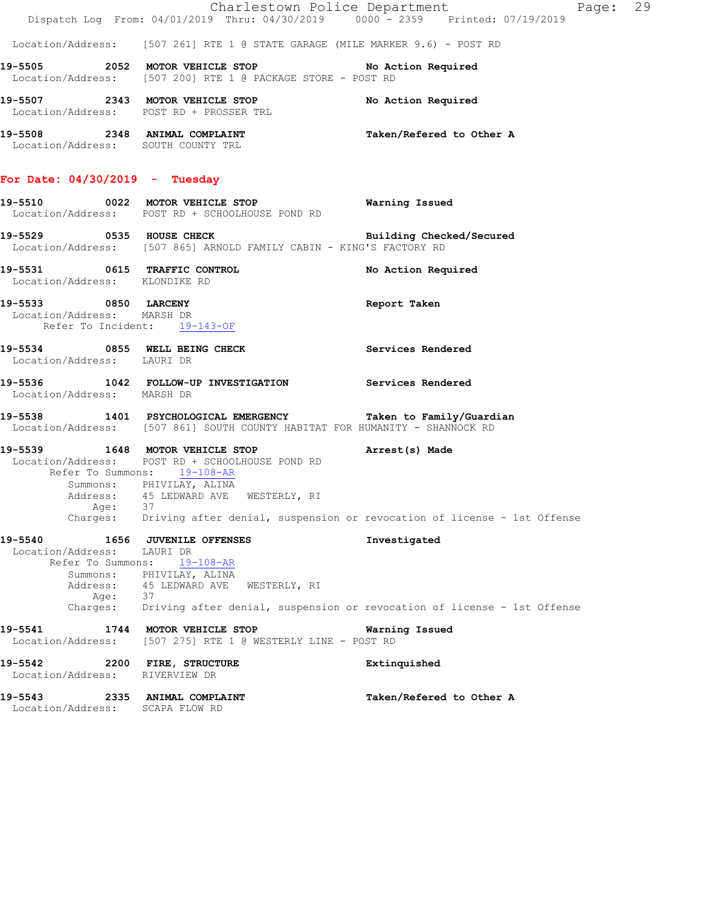Location/Address: [507 261] RTE 1 @ STATE GARAGE (MILE MARKER 9.6) - POST RD

**19-5505 2052 MOTOR VEHICLE STOP** **No Action Required**
Location/Address: [507 200] RTE 1 @ PACKAGE STORE - POST RD

**19-5507 2343 MOTOR VEHICLE STOP** **No Action Required**
Location/Address: POST RD + PROSSER TRL

**19-5508 2348 ANIMAL COMPLAINT** **Taken/Refered to Other A**
Location/Address: SOUTH COUNTY TRL

## For Date: 04/30/2019 - Tuesday

**19-5510 0022 MOTOR VEHICLE STOP** **Warning Issued**
Location/Address: POST RD + SCHOOLHOUSE POND RD

**19-5529 0535 HOUSE CHECK** **Building Checked/Secured**
Location/Address: [507 865] ARNOLD FAMILY CABIN - KING'S FACTORY RD

**19-5531 0615 TRAFFIC CONTROL** **No Action Required**
Location/Address: KLONDIKE RD

**19-5533 0850 LARCENY** **Report Taken**
Location/Address: MARSH DR
Refer To Incident: 19-143-OF

**19-5534 0855 WELL BEING CHECK** **Services Rendered**
Location/Address: LAURI DR

**19-5536 1042 FOLLOW-UP INVESTIGATION** **Services Rendered**
Location/Address: MARSH DR

**19-5538 1401 PSYCHOLOGICAL EMERGENCY** **Taken to Family/Guardian**
Location/Address: [507 861] SOUTH COUNTY HABITAT FOR HUMANITY - SHANNOCK RD

**19-5539 1648 MOTOR VEHICLE STOP** **Arrest(s) Made**
Location/Address: POST RD + SCHOOLHOUSE POND RD
Refer To Summons: 19-108-AR
Summons: PHIVILAY, ALINA
Address: 45 LEDWARD AVE WESTERLY, RI
Age: 37
Charges: Driving after denial, suspension or revocation of license - 1st Offense

**19-5540 1656 JUVENILE OFFENSES** **Investigated**
Location/Address: LAURI DR
Refer To Summons: 19-108-AR
Summons: PHIVILAY, ALINA
Address: 45 LEDWARD AVE WESTERLY, RI
Age: 37
Charges: Driving after denial, suspension or revocation of license - 1st Offense

**19-5541 1744 MOTOR VEHICLE STOP** **Warning Issued**
Location/Address: [507 275] RTE 1 @ WESTERLY LINE - POST RD

**19-5542 2200 FIRE, STRUCTURE** **Extinquished**
Location/Address: RIVERVIEW DR

**19-5543 2335 ANIMAL COMPLAINT** **Taken/Refered to Other A**
Location/Address: SCAPA FLOW RD